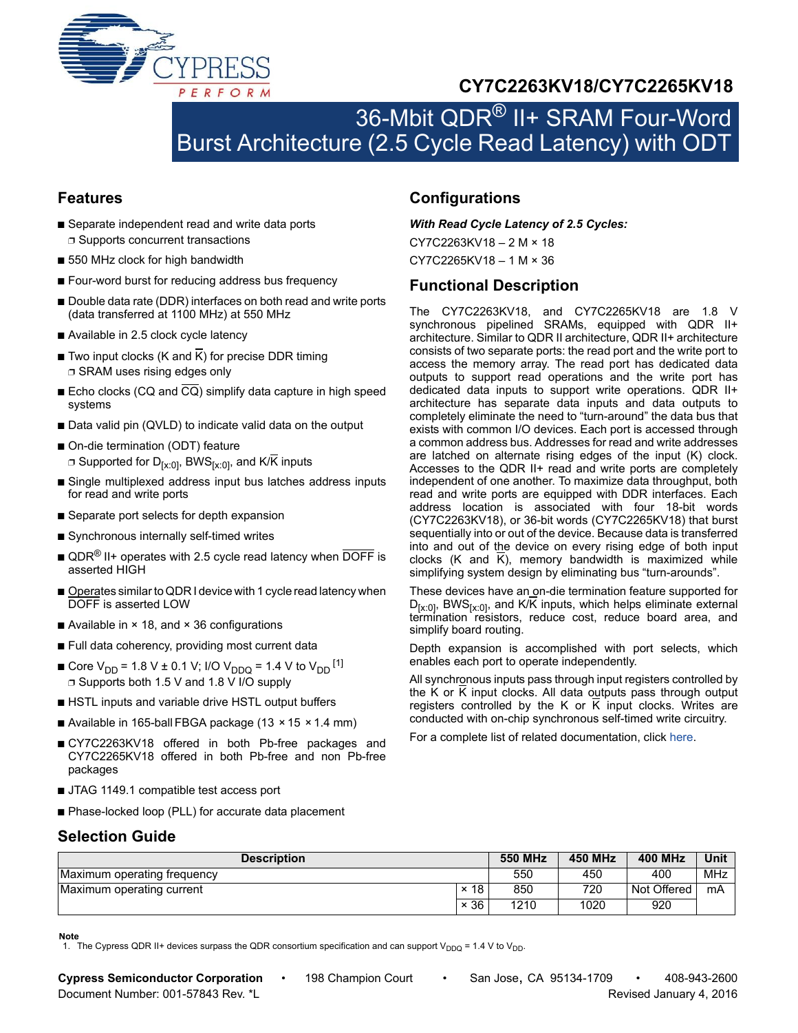# CY7C2263KV18/CY7C2265KV18

## 36-Mbit QDR® II+ SRAM Four-Word Burst Architecture (2.5 Cycle Read Latency) with ODT

## Features

- Separate independent read and write data ports
  - Supports concurrent transactions
- 550 MHz clock for high bandwidth
- Four-word burst for reducing address bus frequency
- Double data rate (DDR) interfaces on both read and write ports (data transferred at 1100 MHz) at 550 MHz
- Available in 2.5 clock cycle latency
- Two input clocks (K and $\overline{K}$) for precise DDR timing
  - SRAM uses rising edges only
- Echo clocks (CQ and $\overline{CQ}$) simplify data capture in high speed systems
- Data valid pin (QVLD) to indicate valid data on the output
- On-die termination (ODT) feature
  - Supported for $D_{[x:0]}$, $BWS_{[x:0]}$, and K/$\overline{K}$ inputs
- Single multiplexed address input bus latches address inputs for read and write ports
- Separate port selects for depth expansion
- Synchronous internally self-timed writes
- QDR® II+ operates with 2.5 cycle read latency when $\overline{DOFF}$ is asserted HIGH
- Operates similar to QDR I device with 1 cycle read latency when $\overline{DOFF}$ is asserted LOW
- Available in × 18, and × 36 configurations
- Full data coherency, providing most current data
- Core $V_{DD}$ = 1.8 V ± 0.1 V; I/O $V_{DDQ}$ = 1.4 V to $V_{DD}$ [1]
  - Supports both 1.5 V and 1.8 V I/O supply
- HSTL inputs and variable drive HSTL output buffers
- Available in 165-ball FBGA package (13 × 15 × 1.4 mm)
- CY7C2263KV18 offered in both Pb-free packages and CY7C2265KV18 offered in both Pb-free and non Pb-free packages
- JTAG 1149.1 compatible test access port
- Phase-locked loop (PLL) for accurate data placement

## Configurations

***With Read Cycle Latency of 2.5 Cycles:***

CY7C2263KV18 – 2 M × 18

CY7C2265KV18 – 1 M × 36

## Functional Description

The CY7C2263KV18, and CY7C2265KV18 are 1.8 V synchronous pipelined SRAMs, equipped with QDR II+ architecture. Similar to QDR II architecture, QDR II+ architecture consists of two separate ports: the read port and the write port to access the memory array. The read port has dedicated data outputs to support read operations and the write port has dedicated data inputs to support write operations. QDR II+ architecture has separate data inputs and data outputs to completely eliminate the need to "turn-around" the data bus that exists with common I/O devices. Each port is accessed through a common address bus. Addresses for read and write addresses are latched on alternate rising edges of the input (K) clock. Accesses to the QDR II+ read and write ports are completely independent of one another. To maximize data throughput, both read and write ports are equipped with DDR interfaces. Each address location is associated with four 18-bit words (CY7C2263KV18), or 36-bit words (CY7C2265KV18) that burst sequentially into or out of the device. Because data is transferred into and out of the device on every rising edge of both input clocks (K and $\overline{K}$), memory bandwidth is maximized while simplifying system design by eliminating bus "turn-arounds".

These devices have an on-die termination feature supported for $D_{[x:0]}$, $BWS_{[x:0]}$, and K/$\overline{K}$ inputs, which helps eliminate external termination resistors, reduce cost, reduce board area, and simplify board routing.

Depth expansion is accomplished with port selects, which enables each port to operate independently.

All synchronous inputs pass through input registers controlled by the K or $\overline{K}$ input clocks. All data outputs pass through output registers controlled by the K or $\overline{K}$ input clocks. Writes are conducted with on-chip synchronous self-timed write circuitry.

For a complete list of related documentation, click here.

## Selection Guide

| Description | | 550 MHz | 450 MHz | 400 MHz | Unit |
|---|---|---|---|---|---|
| Maximum operating frequency | | 550 | 450 | 400 | MHz |
| Maximum operating current | × 18 | 850 | 720 | Not Offered | mA |
| | × 36 | 1210 | 1020 | 920 | |

**Note**

1. The Cypress QDR II+ devices surpass the QDR consortium specification and can support $V_{DDQ}$ = 1.4 V to $V_{DD}$.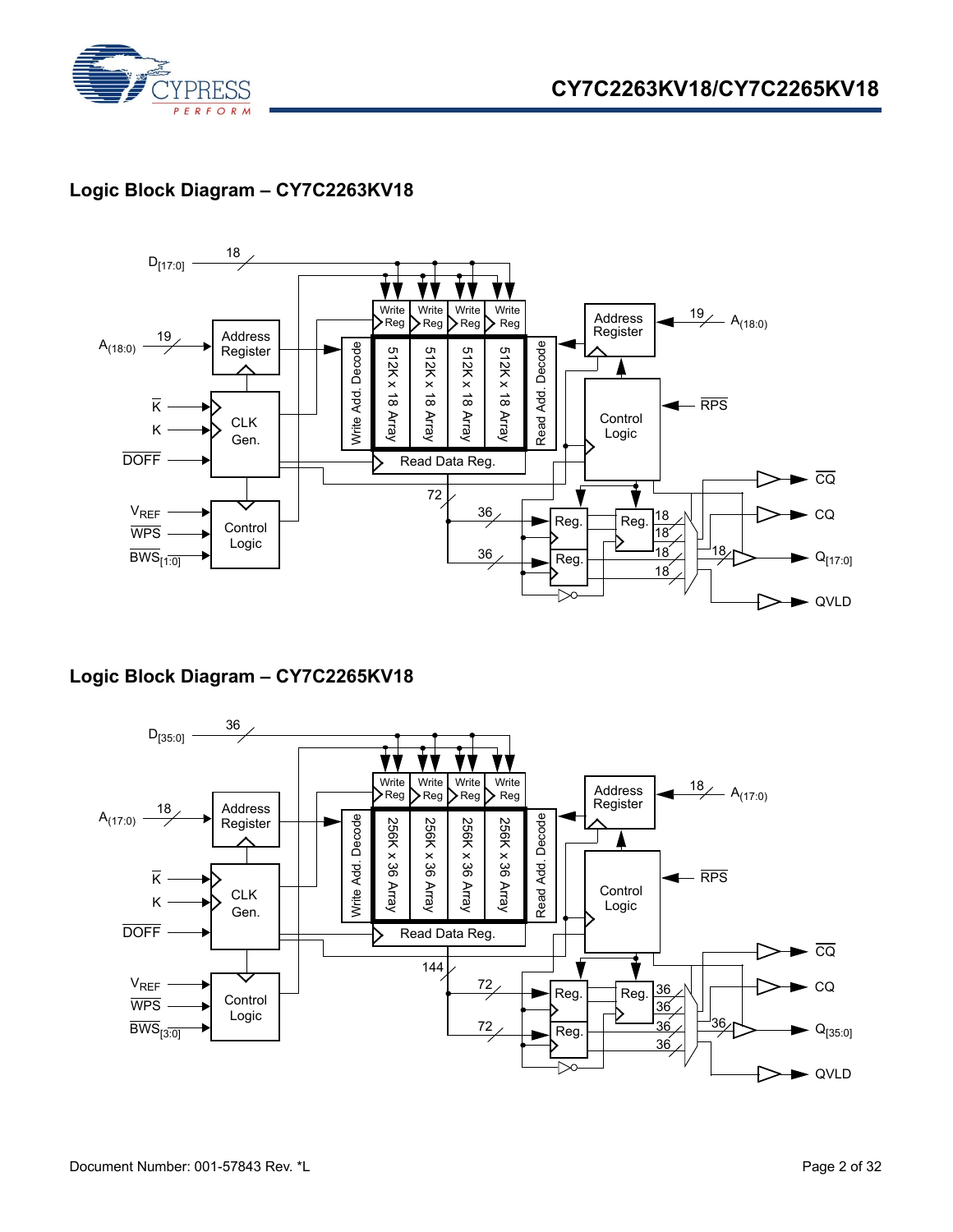## Logic Block Diagram – CY7C2263KV18

## Logic Block Diagram – CY7C2265KV18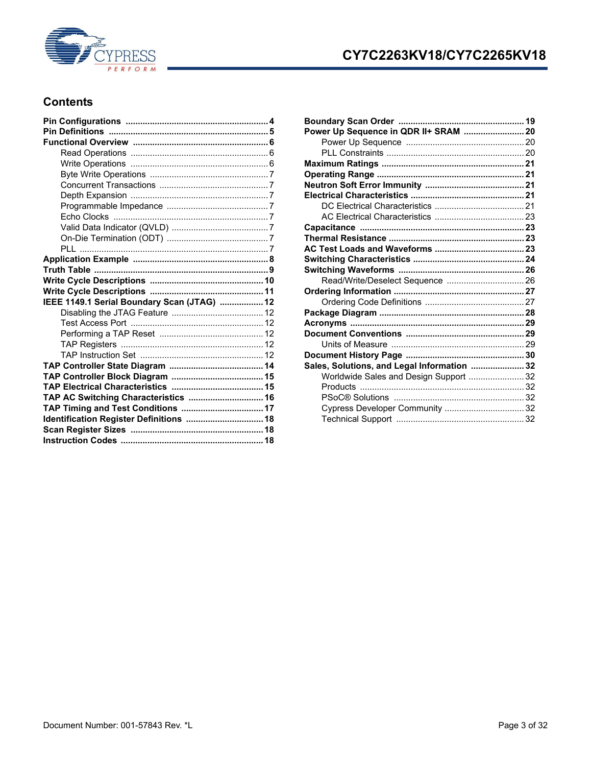## Contents

- **Pin Configurations** ..... 4
- **Pin Definitions** ..... 5
- **Functional Overview** ..... 6
  - Read Operations ..... 6
  - Write Operations ..... 6
  - Byte Write Operations ..... 7
  - Concurrent Transactions ..... 7
  - Depth Expansion ..... 7
  - Programmable Impedance ..... 7
  - Echo Clocks ..... 7
  - Valid Data Indicator (QVLD) ..... 7
  - On-Die Termination (ODT) ..... 7
  - PLL ..... 7
- **Application Example** ..... 8
- **Truth Table** ..... 9
- **Write Cycle Descriptions** ..... 10
- **Write Cycle Descriptions** ..... 11
- **IEEE 1149.1 Serial Boundary Scan (JTAG)** ..... 12
  - Disabling the JTAG Feature ..... 12
  - Test Access Port ..... 12
  - Performing a TAP Reset ..... 12
  - TAP Registers ..... 12
  - TAP Instruction Set ..... 12
- **TAP Controller State Diagram** ..... 14
- **TAP Controller Block Diagram** ..... 15
- **TAP Electrical Characteristics** ..... 15
- **TAP AC Switching Characteristics** ..... 16
- **TAP Timing and Test Conditions** ..... 17
- **Identification Register Definitions** ..... 18
- **Scan Register Sizes** ..... 18
- **Instruction Codes** ..... 18
- **Boundary Scan Order** ..... 19
- **Power Up Sequence in QDR II+ SRAM** ..... 20
  - Power Up Sequence ..... 20
  - PLL Constraints ..... 20
- **Maximum Ratings** ..... 21
- **Operating Range** ..... 21
- **Neutron Soft Error Immunity** ..... 21
- **Electrical Characteristics** ..... 21
  - DC Electrical Characteristics ..... 21
  - AC Electrical Characteristics ..... 23
- **Capacitance** ..... 23
- **Thermal Resistance** ..... 23
- **AC Test Loads and Waveforms** ..... 23
- **Switching Characteristics** ..... 24
- **Switching Waveforms** ..... 26
  - Read/Write/Deselect Sequence ..... 26
- **Ordering Information** ..... 27
  - Ordering Code Definitions ..... 27
- **Package Diagram** ..... 28
- **Acronyms** ..... 29
- **Document Conventions** ..... 29
  - Units of Measure ..... 29
- **Document History Page** ..... 30
- **Sales, Solutions, and Legal Information** ..... 32
  - Worldwide Sales and Design Support ..... 32
  - Products ..... 32
  - PSoC® Solutions ..... 32
  - Cypress Developer Community ..... 32
  - Technical Support ..... 32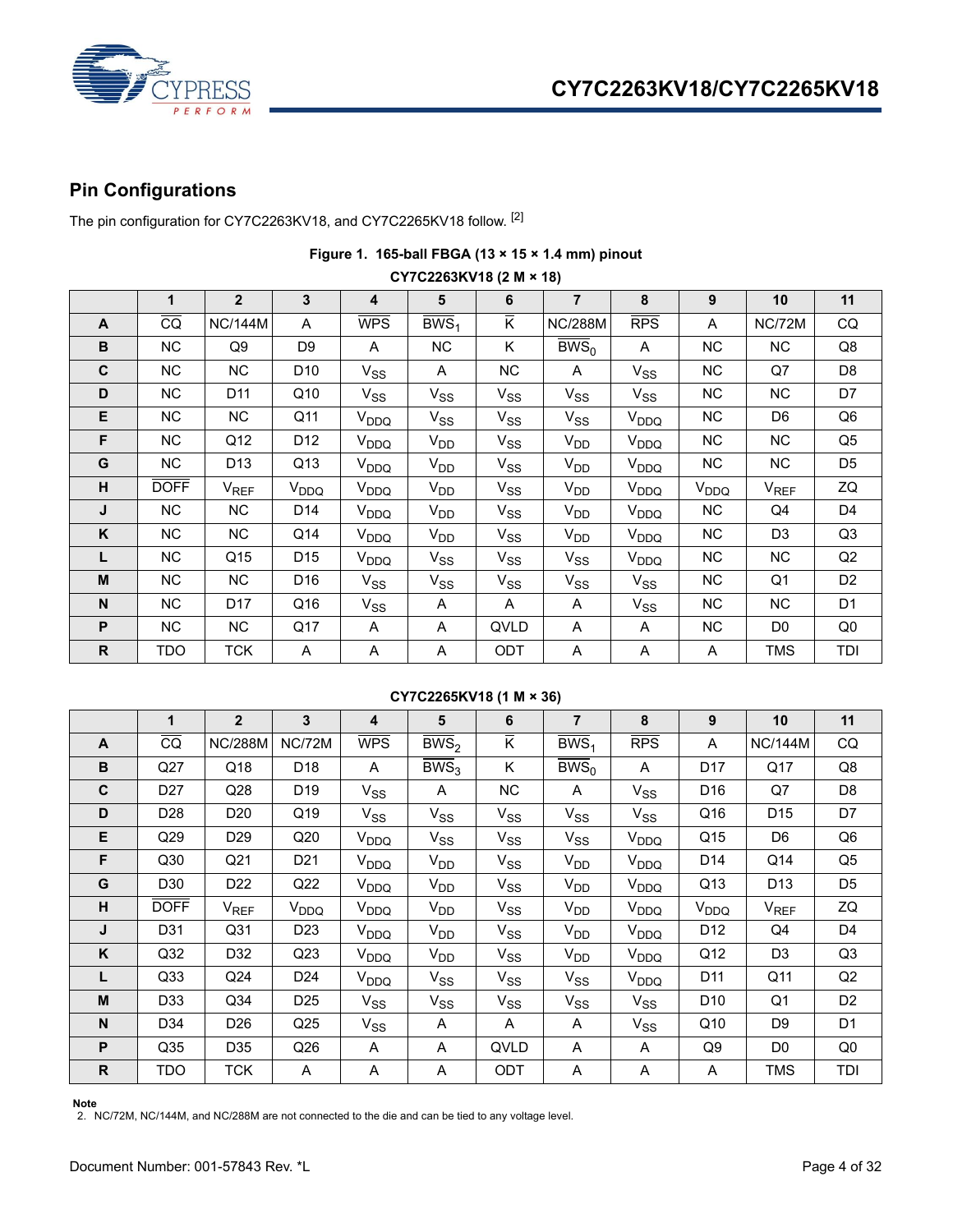## Pin Configurations

The pin configuration for CY7C2263KV18, and CY7C2265KV18 follow. [2]

**Figure 1. 165-ball FBGA (13 × 15 × 1.4 mm) pinout**

**CY7C2263KV18 (2 M × 18)**

| | 1 | 2 | 3 | 4 | 5 | 6 | 7 | 8 | 9 | 10 | 11 |
|---|---|---|---|---|---|---|---|---|---|---|---|
| **A** | $\overline{CQ}$ | NC/144M | A | $\overline{WPS}$ | $\overline{BWS_1}$ | $\overline{K}$ | NC/288M | $\overline{RPS}$ | A | NC/72M | CQ |
| **B** | NC | Q9 | D9 | A | NC | K | $\overline{BWS_0}$ | A | NC | NC | Q8 |
| **C** | NC | NC | D10 | $V_{SS}$ | A | NC | A | $V_{SS}$ | NC | Q7 | D8 |
| **D** | NC | D11 | Q10 | $V_{SS}$ | $V_{SS}$ | $V_{SS}$ | $V_{SS}$ | $V_{SS}$ | NC | NC | D7 |
| **E** | NC | NC | Q11 | $V_{DDQ}$ | $V_{SS}$ | $V_{SS}$ | $V_{SS}$ | $V_{DDQ}$ | NC | D6 | Q6 |
| **F** | NC | Q12 | D12 | $V_{DDQ}$ | $V_{DD}$ | $V_{SS}$ | $V_{DD}$ | $V_{DDQ}$ | NC | NC | Q5 |
| **G** | NC | D13 | Q13 | $V_{DDQ}$ | $V_{DD}$ | $V_{SS}$ | $V_{DD}$ | $V_{DDQ}$ | NC | NC | D5 |
| **H** | $\overline{DOFF}$ | $V_{REF}$ | $V_{DDQ}$ | $V_{DDQ}$ | $V_{DD}$ | $V_{SS}$ | $V_{DD}$ | $V_{DDQ}$ | $V_{DDQ}$ | $V_{REF}$ | ZQ |
| **J** | NC | NC | D14 | $V_{DDQ}$ | $V_{DD}$ | $V_{SS}$ | $V_{DD}$ | $V_{DDQ}$ | NC | Q4 | D4 |
| **K** | NC | NC | Q14 | $V_{DDQ}$ | $V_{DD}$ | $V_{SS}$ | $V_{DD}$ | $V_{DDQ}$ | NC | D3 | Q3 |
| **L** | NC | Q15 | D15 | $V_{DDQ}$ | $V_{SS}$ | $V_{SS}$ | $V_{SS}$ | $V_{DDQ}$ | NC | NC | Q2 |
| **M** | NC | NC | D16 | $V_{SS}$ | $V_{SS}$ | $V_{SS}$ | $V_{SS}$ | $V_{SS}$ | NC | Q1 | D2 |
| **N** | NC | D17 | Q16 | $V_{SS}$ | A | A | A | $V_{SS}$ | NC | NC | D1 |
| **P** | NC | NC | Q17 | A | A | QVLD | A | A | NC | D0 | Q0 |
| **R** | TDO | TCK | A | A | A | ODT | A | A | A | TMS | TDI |

**CY7C2265KV18 (1 M × 36)**

| | 1 | 2 | 3 | 4 | 5 | 6 | 7 | 8 | 9 | 10 | 11 |
|---|---|---|---|---|---|---|---|---|---|---|---|
| **A** | $\overline{CQ}$ | NC/288M | NC/72M | $\overline{WPS}$ | $\overline{BWS_2}$ | $\overline{K}$ | $\overline{BWS_1}$ | $\overline{RPS}$ | A | NC/144M | CQ |
| **B** | Q27 | Q18 | D18 | A | $\overline{BWS_3}$ | K | $\overline{BWS_0}$ | A | D17 | Q17 | Q8 |
| **C** | D27 | Q28 | D19 | $V_{SS}$ | A | NC | A | $V_{SS}$ | D16 | Q7 | D8 |
| **D** | D28 | D20 | Q19 | $V_{SS}$ | $V_{SS}$ | $V_{SS}$ | $V_{SS}$ | $V_{SS}$ | Q16 | D15 | D7 |
| **E** | Q29 | D29 | Q20 | $V_{DDQ}$ | $V_{SS}$ | $V_{SS}$ | $V_{SS}$ | $V_{DDQ}$ | Q15 | D6 | Q6 |
| **F** | Q30 | Q21 | D21 | $V_{DDQ}$ | $V_{DD}$ | $V_{SS}$ | $V_{DD}$ | $V_{DDQ}$ | D14 | Q14 | Q5 |
| **G** | D30 | D22 | Q22 | $V_{DDQ}$ | $V_{DD}$ | $V_{SS}$ | $V_{DD}$ | $V_{DDQ}$ | Q13 | D13 | D5 |
| **H** | $\overline{DOFF}$ | $V_{REF}$ | $V_{DDQ}$ | $V_{DDQ}$ | $V_{DD}$ | $V_{SS}$ | $V_{DD}$ | $V_{DDQ}$ | $V_{DDQ}$ | $V_{REF}$ | ZQ |
| **J** | D31 | Q31 | D23 | $V_{DDQ}$ | $V_{DD}$ | $V_{SS}$ | $V_{DD}$ | $V_{DDQ}$ | D12 | Q4 | D4 |
| **K** | Q32 | D32 | Q23 | $V_{DDQ}$ | $V_{DD}$ | $V_{SS}$ | $V_{DD}$ | $V_{DDQ}$ | Q12 | D3 | Q3 |
| **L** | Q33 | Q24 | D24 | $V_{DDQ}$ | $V_{SS}$ | $V_{SS}$ | $V_{SS}$ | $V_{DDQ}$ | D11 | Q11 | Q2 |
| **M** | D33 | Q34 | D25 | $V_{SS}$ | $V_{SS}$ | $V_{SS}$ | $V_{SS}$ | $V_{SS}$ | D10 | Q1 | D2 |
| **N** | D34 | D26 | Q25 | $V_{SS}$ | A | A | A | $V_{SS}$ | Q10 | D9 | D1 |
| **P** | Q35 | D35 | Q26 | A | A | QVLD | A | A | Q9 | D0 | Q0 |
| **R** | TDO | TCK | A | A | A | ODT | A | A | A | TMS | TDI |

**Note**
2. NC/72M, NC/144M, and NC/288M are not connected to the die and can be tied to any voltage level.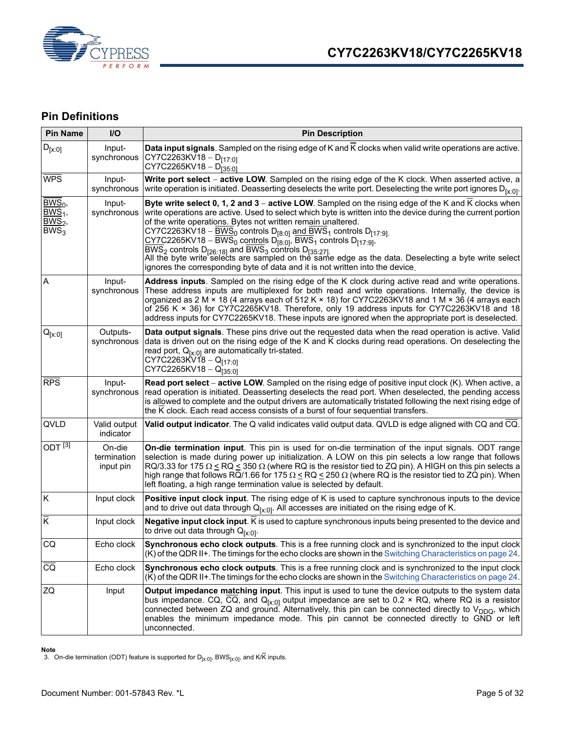## Pin Definitions

| Pin Name | I/O | Pin Description |
|---|---|---|
| $D_{[x:0]}$ | Input-synchronous | **Data input signals**. Sampled on the rising edge of K and $\overline{K}$ clocks when valid write operations are active.<br>CY7C2263KV18 − $D_{[17:0]}$<br>CY7C2265KV18 − $D_{[35:0]}$ |
| $\overline{WPS}$ | Input-synchronous | **Write port select** − **active LOW**. Sampled on the rising edge of the K clock. When asserted active, a write operation is initiated. Deasserting deselects the write port. Deselecting the write port ignores $D_{[x:0]}$. |
| $\overline{BWS_0}$, $\overline{BWS_1}$, $\overline{BWS_2}$, $\overline{BWS_3}$ | Input-synchronous | **Byte write select 0, 1, 2 and 3** − **active LOW**. Sampled on the rising edge of the K and $\overline{K}$ clocks when write operations are active. Used to select which byte is written into the device during the current portion of the write operations. Bytes not written remain unaltered.<br>CY7C2263KV18 − $\overline{BWS_0}$ controls $D_{[8:0]}$ and $\overline{BWS_1}$ controls $D_{[17:9]}$.<br>CY7C2265KV18 − $\overline{BWS_0}$ controls $D_{[8:0]}$, $\overline{BWS_1}$ controls $D_{[17:9]}$,<br>$\overline{BWS_2}$ controls $D_{[26:18]}$ and $\overline{BWS_3}$ controls $D_{[35:27]}$.<br>All the byte write selects are sampled on the same edge as the data. Deselecting a byte write select ignores the corresponding byte of data and it is not written into the device. |
| A | Input-synchronous | **Address inputs**. Sampled on the rising edge of the K clock during active read and write operations. These address inputs are multiplexed for both read and write operations. Internally, the device is organized as 2 M × 18 (4 arrays each of 512 K × 18) for CY7C2263KV18 and 1 M × 36 (4 arrays each of 256 K × 36) for CY7C2265KV18. Therefore, only 19 address inputs for CY7C2263KV18 and 18 address inputs for CY7C2265KV18. These inputs are ignored when the appropriate port is deselected. |
| $Q_{[x:0]}$ | Outputs-synchronous | **Data output signals**. These pins drive out the requested data when the read operation is active. Valid data is driven out on the rising edge of the K and $\overline{K}$ clocks during read operations. On deselecting the read port, $Q_{[x:0]}$ are automatically tri-stated.<br>CY7C2263KV18 − $Q_{[17:0]}$<br>CY7C2265KV18 − $Q_{[35:0]}$ |
| $\overline{RPS}$ | Input-synchronous | **Read port select** − **active LOW**. Sampled on the rising edge of positive input clock (K). When active, a read operation is initiated. Deasserting deselects the read port. When deselected, the pending access is allowed to complete and the output drivers are automatically tristated following the next rising edge of the $\overline{K}$ clock. Each read access consists of a burst of four sequential transfers. |
| QVLD | Valid output indicator | **Valid output indicator**. The Q valid indicates valid output data. QVLD is edge aligned with CQ and $\overline{CQ}$. |
| ODT [3] | On-die termination input pin | **On-die termination input**. This pin is used for on-die termination of the input signals. ODT range selection is made during power up initialization. A LOW on this pin selects a low range that follows RQ/3.33 for 175 Ω ≤ RQ ≤ 350 Ω (where RQ is the resistor tied to ZQ pin). A HIGH on this pin selects a high range that follows RQ/1.66 for 175 Ω ≤ RQ ≤ 250 Ω (where RQ is the resistor tied to ZQ pin). When left floating, a high range termination value is selected by default. |
| K | Input clock | **Positive input clock input**. The rising edge of K is used to capture synchronous inputs to the device and to drive out data through $Q_{[x:0]}$. All accesses are initiated on the rising edge of K. |
| $\overline{K}$ | Input clock | **Negative input clock input**. $\overline{K}$ is used to capture synchronous inputs being presented to the device and to drive out data through $Q_{[x:0]}$. |
| CQ | Echo clock | **Synchronous echo clock outputs**. This is a free running clock and is synchronized to the input clock (K) of the QDR II+. The timings for the echo clocks are shown in the Switching Characteristics on page 24. |
| $\overline{CQ}$ | Echo clock | **Synchronous echo clock outputs**. This is a free running clock and is synchronized to the input clock ($\overline{K}$) of the QDR II+. The timings for the echo clocks are shown in the Switching Characteristics on page 24. |
| ZQ | Input | **Output impedance matching input**. This input is used to tune the device outputs to the system data bus impedance. CQ, $\overline{CQ}$, and $Q_{[x:0]}$ output impedance are set to 0.2 × RQ, where RQ is a resistor connected between ZQ and ground. Alternatively, this pin can be connected directly to $V_{DDQ}$, which enables the minimum impedance mode. This pin cannot be connected directly to GND or left unconnected. |

**Note**

3. On-die termination (ODT) feature is supported for $D_{[x:0]}$, $BWS_{[x:0]}$, and K/$\overline{K}$ inputs.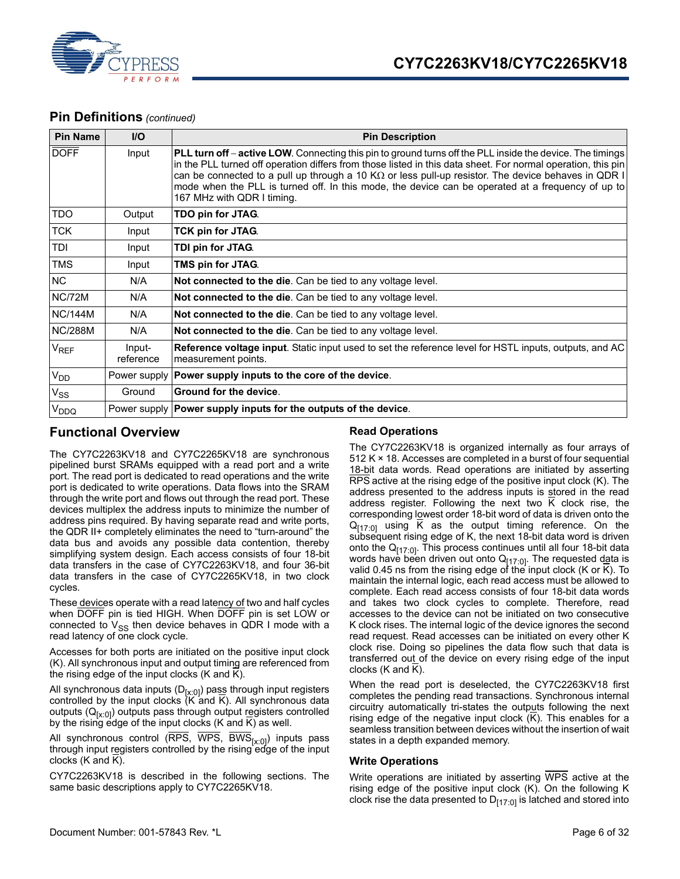## Pin Definitions *(continued)*

| Pin Name | I/O | Pin Description |
|---|---|---|
| DOFF | Input | **PLL turn off – active LOW**. Connecting this pin to ground turns off the PLL inside the device. The timings in the PLL turned off operation differs from those listed in this data sheet. For normal operation, this pin can be connected to a pull up through a 10 KΩ or less pull-up resistor. The device behaves in QDR I mode when the PLL is turned off. In this mode, the device can be operated at a frequency of up to 167 MHz with QDR I timing. |
| TDO | Output | **TDO pin for JTAG**. |
| TCK | Input | **TCK pin for JTAG**. |
| TDI | Input | **TDI pin for JTAG**. |
| TMS | Input | **TMS pin for JTAG**. |
| NC | N/A | **Not connected to the die**. Can be tied to any voltage level. |
| NC/72M | N/A | **Not connected to the die**. Can be tied to any voltage level. |
| NC/144M | N/A | **Not connected to the die**. Can be tied to any voltage level. |
| NC/288M | N/A | **Not connected to the die**. Can be tied to any voltage level. |
| $V_{REF}$ | Input-reference | **Reference voltage input**. Static input used to set the reference level for HSTL inputs, outputs, and AC measurement points. |
| $V_{DD}$ | Power supply | **Power supply inputs to the core of the device**. |
| $V_{SS}$ | Ground | **Ground for the device**. |
| $V_{DDQ}$ | Power supply | **Power supply inputs for the outputs of the device**. |

## Functional Overview

The CY7C2263KV18 and CY7C2265KV18 are synchronous pipelined burst SRAMs equipped with a read port and a write port. The read port is dedicated to read operations and the write port is dedicated to write operations. Data flows into the SRAM through the write port and flows out through the read port. These devices multiplex the address inputs to minimize the number of address pins required. By having separate read and write ports, the QDR II+ completely eliminates the need to "turn-around" the data bus and avoids any possible data contention, thereby simplifying system design. Each access consists of four 18-bit data transfers in the case of CY7C2263KV18, and four 36-bit data transfers in the case of CY7C2265KV18, in two clock cycles.

These devices operate with a read latency of two and half cycles when DOFF pin is tied HIGH. When DOFF pin is set LOW or connected to $V_{SS}$ then device behaves in QDR I mode with a read latency of one clock cycle.

Accesses for both ports are initiated on the positive input clock (K). All synchronous input and output timing are referenced from the rising edge of the input clocks (K and $\overline{K}$).

All synchronous data inputs ($D_{[x:0]}$) pass through input registers controlled by the input clocks (K and $\overline{K}$). All synchronous data outputs ($Q_{[x:0]}$) outputs pass through output registers controlled by the rising edge of the input clocks (K and $\overline{K}$) as well.

All synchronous control ($\overline{RPS}$, $\overline{WPS}$, $\overline{BWS}_{[x:0]}$) inputs pass through input registers controlled by the rising edge of the input clocks (K and $\overline{K}$).

CY7C2263KV18 is described in the following sections. The same basic descriptions apply to CY7C2265KV18.

### Read Operations

The CY7C2263KV18 is organized internally as four arrays of 512 K × 18. Accesses are completed in a burst of four sequential 18-bit data words. Read operations are initiated by asserting $\overline{RPS}$ active at the rising edge of the positive input clock (K). The address presented to the address inputs is stored in the read address register. Following the next two $\overline{K}$ clock rise, the corresponding lowest order 18-bit word of data is driven onto the $Q_{[17:0]}$ using $\overline{K}$ as the output timing reference. On the subsequent rising edge of K, the next 18-bit data word is driven onto the $Q_{[17:0]}$. This process continues until all four 18-bit data words have been driven out onto $Q_{[17:0]}$. The requested data is valid 0.45 ns from the rising edge of the input clock (K or $\overline{K}$). To maintain the internal logic, each read access must be allowed to complete. Each read access consists of four 18-bit data words and takes two clock cycles to complete. Therefore, read accesses to the device can not be initiated on two consecutive K clock rises. The internal logic of the device ignores the second read request. Read accesses can be initiated on every other K clock rise. Doing so pipelines the data flow such that data is transferred out of the device on every rising edge of the input clocks (K and $\overline{K}$).

When the read port is deselected, the CY7C2263KV18 first completes the pending read transactions. Synchronous internal circuitry automatically tri-states the outputs following the next rising edge of the negative input clock ($\overline{K}$). This enables for a seamless transition between devices without the insertion of wait states in a depth expanded memory.

### Write Operations

Write operations are initiated by asserting $\overline{WPS}$ active at the rising edge of the positive input clock (K). On the following K clock rise the data presented to $D_{[17:0]}$ is latched and stored into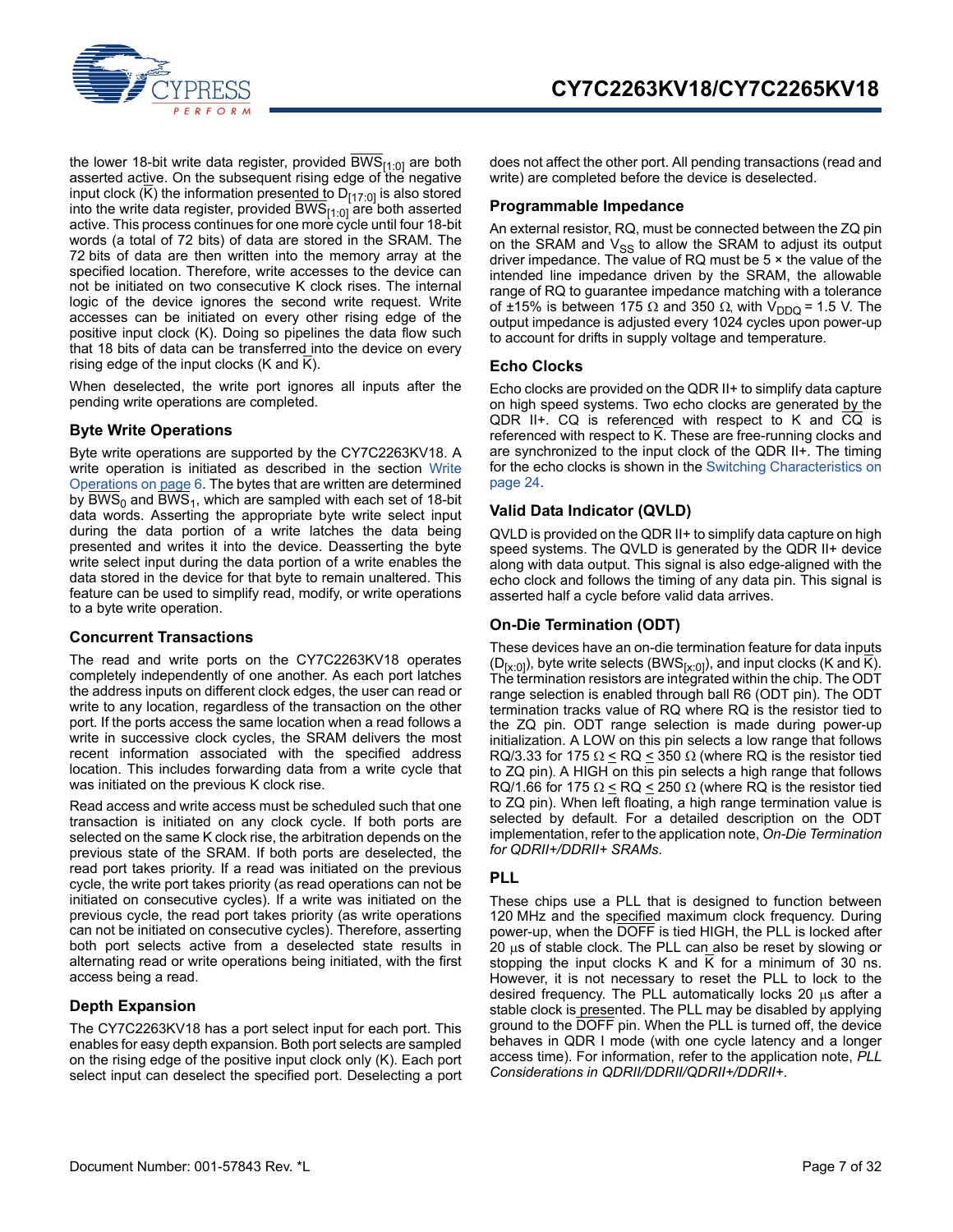the lower 18-bit write data register, provided $\overline{BWS}_{[1:0]}$ are both asserted active. On the subsequent rising edge of the negative input clock ($\overline{K}$) the information presented to $D_{[17:0]}$ is also stored into the write data register, provided $\overline{BWS}_{[1:0]}$ are both asserted active. This process continues for one more cycle until four 18-bit words (a total of 72 bits) of data are stored in the SRAM. The 72 bits of data are then written into the memory array at the specified location. Therefore, write accesses to the device can not be initiated on two consecutive K clock rises. The internal logic of the device ignores the second write request. Write accesses can be initiated on every other rising edge of the positive input clock (K). Doing so pipelines the data flow such that 18 bits of data can be transferred into the device on every rising edge of the input clocks (K and $\overline{K}$).

When deselected, the write port ignores all inputs after the pending write operations are completed.

### Byte Write Operations

Byte write operations are supported by the CY7C2263KV18. A write operation is initiated as described in the section Write Operations on page 6. The bytes that are written are determined by $\overline{BWS}_0$ and $\overline{BWS}_1$, which are sampled with each set of 18-bit data words. Asserting the appropriate byte write select input during the data portion of a write latches the data being presented and writes it into the device. Deasserting the byte write select input during the data portion of a write enables the data stored in the device for that byte to remain unaltered. This feature can be used to simplify read, modify, or write operations to a byte write operation.

### Concurrent Transactions

The read and write ports on the CY7C2263KV18 operates completely independently of one another. As each port latches the address inputs on different clock edges, the user can read or write to any location, regardless of the transaction on the other port. If the ports access the same location when a read follows a write in successive clock cycles, the SRAM delivers the most recent information associated with the specified address location. This includes forwarding data from a write cycle that was initiated on the previous K clock rise.

Read access and write access must be scheduled such that one transaction is initiated on any clock cycle. If both ports are selected on the same K clock rise, the arbitration depends on the previous state of the SRAM. If both ports are deselected, the read port takes priority. If a read was initiated on the previous cycle, the write port takes priority (as read operations can not be initiated on consecutive cycles). If a write was initiated on the previous cycle, the read port takes priority (as write operations can not be initiated on consecutive cycles). Therefore, asserting both port selects active from a deselected state results in alternating read or write operations being initiated, with the first access being a read.

### Depth Expansion

The CY7C2263KV18 has a port select input for each port. This enables for easy depth expansion. Both port selects are sampled on the rising edge of the positive input clock only (K). Each port select input can deselect the specified port. Deselecting a port does not affect the other port. All pending transactions (read and write) are completed before the device is deselected.

### Programmable Impedance

An external resistor, RQ, must be connected between the ZQ pin on the SRAM and $V_{SS}$ to allow the SRAM to adjust its output driver impedance. The value of RQ must be 5 × the value of the intended line impedance driven by the SRAM, the allowable range of RQ to guarantee impedance matching with a tolerance of ±15% is between 175 Ω and 350 Ω, with $V_{DDQ}$ = 1.5 V. The output impedance is adjusted every 1024 cycles upon power-up to account for drifts in supply voltage and temperature.

### Echo Clocks

Echo clocks are provided on the QDR II+ to simplify data capture on high speed systems. Two echo clocks are generated by the QDR II+. CQ is referenced with respect to K and $\overline{CQ}$ is referenced with respect to $\overline{K}$. These are free-running clocks and are synchronized to the input clock of the QDR II+. The timing for the echo clocks is shown in the Switching Characteristics on page 24.

### Valid Data Indicator (QVLD)

QVLD is provided on the QDR II+ to simplify data capture on high speed systems. The QVLD is generated by the QDR II+ device along with data output. This signal is also edge-aligned with the echo clock and follows the timing of any data pin. This signal is asserted half a cycle before valid data arrives.

### On-Die Termination (ODT)

These devices have an on-die termination feature for data inputs ($D_{[x:0]}$), byte write selects ($\overline{BWS}_{[x:0]}$), and input clocks (K and $\overline{K}$). The termination resistors are integrated within the chip. The ODT range selection is enabled through ball R6 (ODT pin). The ODT termination tracks value of RQ where RQ is the resistor tied to the ZQ pin. ODT range selection is made during power-up initialization. A LOW on this pin selects a low range that follows RQ/3.33 for 175 Ω ≤ RQ ≤ 350 Ω (where RQ is the resistor tied to ZQ pin). A HIGH on this pin selects a high range that follows RQ/1.66 for 175 Ω ≤ RQ ≤ 250 Ω (where RQ is the resistor tied to ZQ pin). When left floating, a high range termination value is selected by default. For a detailed description on the ODT implementation, refer to the application note, *On-Die Termination for QDRII+/DDRII+ SRAMs*.

### PLL

These chips use a PLL that is designed to function between 120 MHz and the specified maximum clock frequency. During power-up, when the $\overline{DOFF}$ is tied HIGH, the PLL is locked after 20 μs of stable clock. The PLL can also be reset by slowing or stopping the input clocks K and $\overline{K}$ for a minimum of 30 ns. However, it is not necessary to reset the PLL to lock to the desired frequency. The PLL automatically locks 20 μs after a stable clock is presented. The PLL may be disabled by applying ground to the $\overline{DOFF}$ pin. When the PLL is turned off, the device behaves in QDR I mode (with one cycle latency and a longer access time). For information, refer to the application note, *PLL Considerations in QDRII/DDRII/QDRII+/DDRII+*.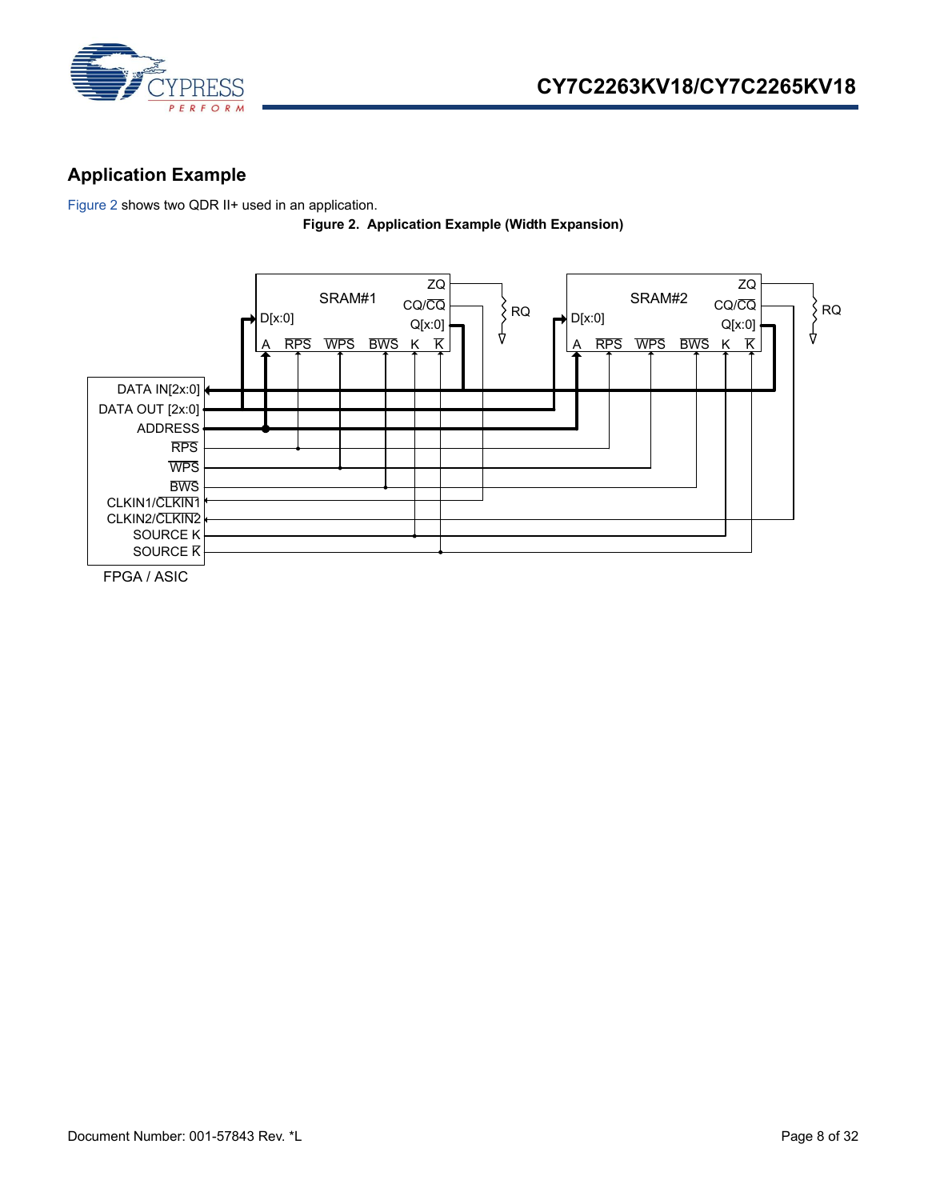## Application Example

Figure 2 shows two QDR II+ used in an application.

**Figure 2. Application Example (Width Expansion)**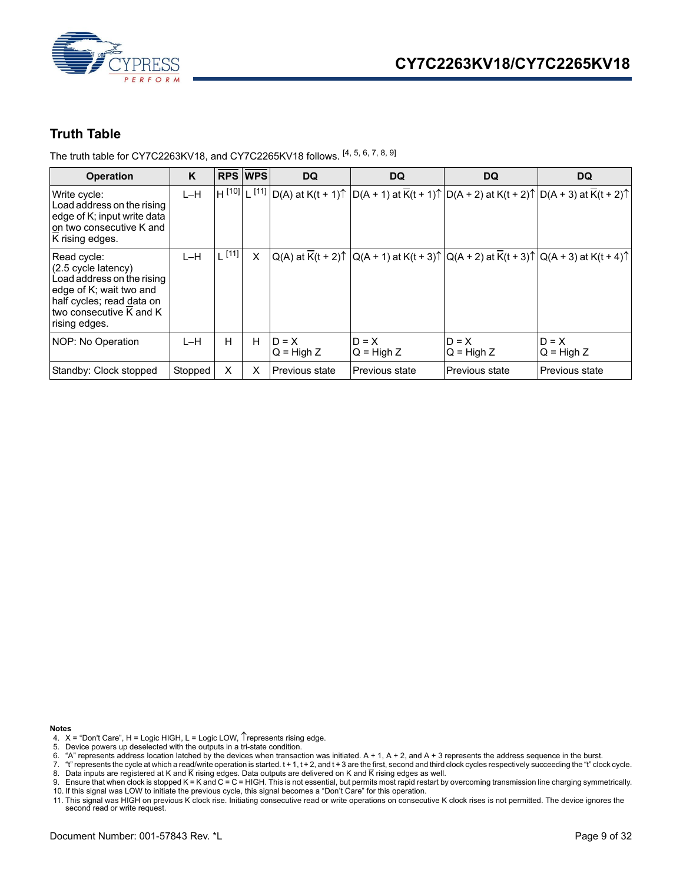## Truth Table

The truth table for CY7C2263KV18, and CY7C2265KV18 follows. [4, 5, 6, 7, 8, 9]

| Operation | K | $\overline{RPS}$ | $\overline{WPS}$ | DQ | DQ | DQ | DQ |
|---|---|---|---|---|---|---|---|
| Write cycle: Load address on the rising edge of K; input write data on two consecutive K and $\overline{K}$ rising edges. | L–H | H [10] | L [11] | D(A) at K(t + 1)↑ | D(A + 1) at $\overline{K}$(t + 1)↑ | D(A + 2) at K(t + 2)↑ | D(A + 3) at $\overline{K}$(t + 2)↑ |
| Read cycle: (2.5 cycle latency) Load address on the rising edge of K; wait two and half cycles; read data on two consecutive $\overline{K}$ and K rising edges. | L–H | L [11] | X | Q(A) at $\overline{K}$(t + 2)↑ | Q(A + 1) at K(t + 3)↑ | Q(A + 2) at $\overline{K}$(t + 3)↑ | Q(A + 3) at K(t + 4)↑ |
| NOP: No Operation | L–H | H | H | D = X<br>Q = High Z | D = X<br>Q = High Z | D = X<br>Q = High Z | D = X<br>Q = High Z |
| Standby: Clock stopped | Stopped | X | X | Previous state | Previous state | Previous state | Previous state |

**Notes**

4. X = "Don't Care", H = Logic HIGH, L = Logic LOW, ↑represents rising edge.
5. Device powers up deselected with the outputs in a tri-state condition.
6. "A" represents address location latched by the devices when transaction was initiated. A + 1, A + 2, and A + 3 represents the address sequence in the burst.
7. "t" represents the cycle at which a read/write operation is started. t + 1, t + 2, and t + 3 are the first, second and third clock cycles respectively succeeding the "t" clock cycle.
8. Data inputs are registered at K and $\overline{K}$ rising edges. Data outputs are delivered on K and $\overline{K}$ rising edges as well.
9. Ensure that when clock is stopped K = $\overline{K}$ and C = $\overline{C}$ = HIGH. This is not essential, but permits most rapid restart by overcoming transmission line charging symmetrically.
10. If this signal was LOW to initiate the previous cycle, this signal becomes a "Don't Care" for this operation.
11. This signal was HIGH on previous K clock rise. Initiating consecutive read or write operations on consecutive K clock rises is not permitted. The device ignores the second read or write request.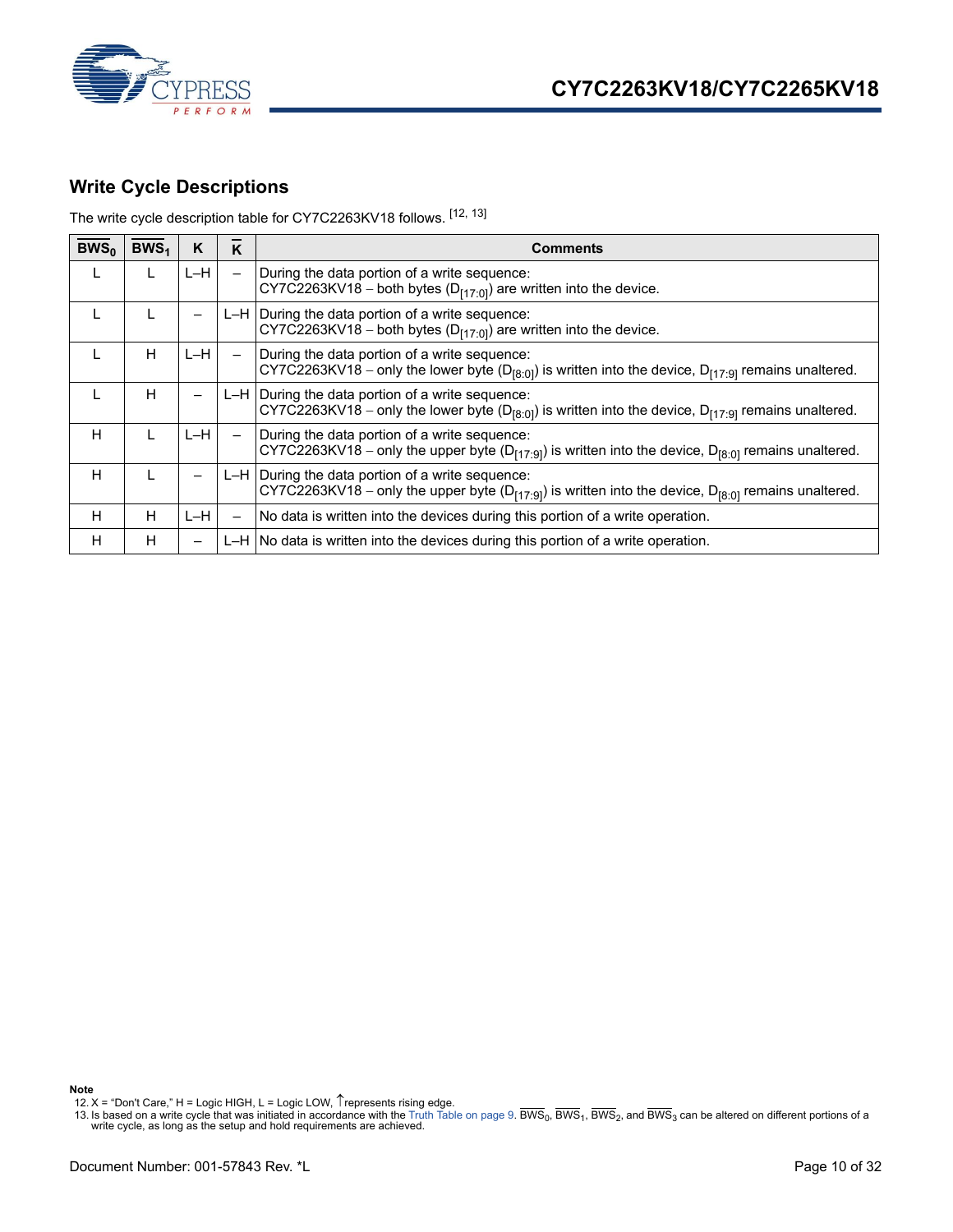## Write Cycle Descriptions

The write cycle description table for CY7C2263KV18 follows. [12, 13]

| $\overline{BWS_0}$ | $\overline{BWS_1}$ | K | $\overline{K}$ | Comments |
|---|---|---|---|---|
| L | L | L–H | – | During the data portion of a write sequence:<br>CY7C2263KV18 – both bytes ($D_{[17:0]}$) are written into the device. |
| L | L | – | L–H | During the data portion of a write sequence:<br>CY7C2263KV18 – both bytes ($D_{[17:0]}$) are written into the device. |
| L | H | L–H | – | During the data portion of a write sequence:<br>CY7C2263KV18 – only the lower byte ($D_{[8:0]}$) is written into the device, $D_{[17:9]}$ remains unaltered. |
| L | H | – | L–H | During the data portion of a write sequence:<br>CY7C2263KV18 – only the lower byte ($D_{[8:0]}$) is written into the device, $D_{[17:9]}$ remains unaltered. |
| H | L | L–H | – | During the data portion of a write sequence:<br>CY7C2263KV18 – only the upper byte ($D_{[17:9]}$) is written into the device, $D_{[8:0]}$ remains unaltered. |
| H | L | – | L–H | During the data portion of a write sequence:<br>CY7C2263KV18 – only the upper byte ($D_{[17:9]}$) is written into the device, $D_{[8:0]}$ remains unaltered. |
| H | H | L–H | – | No data is written into the devices during this portion of a write operation. |
| H | H | – | L–H | No data is written into the devices during this portion of a write operation. |

**Note**

12. X = "Don't Care," H = Logic HIGH, L = Logic LOW, ↑represents rising edge.
13. Is based on a write cycle that was initiated in accordance with the Truth Table on page 9. $\overline{BWS_0}$, $\overline{BWS_1}$, $\overline{BWS_2}$, and $\overline{BWS_3}$ can be altered on different portions of a write cycle, as long as the setup and hold requirements are achieved.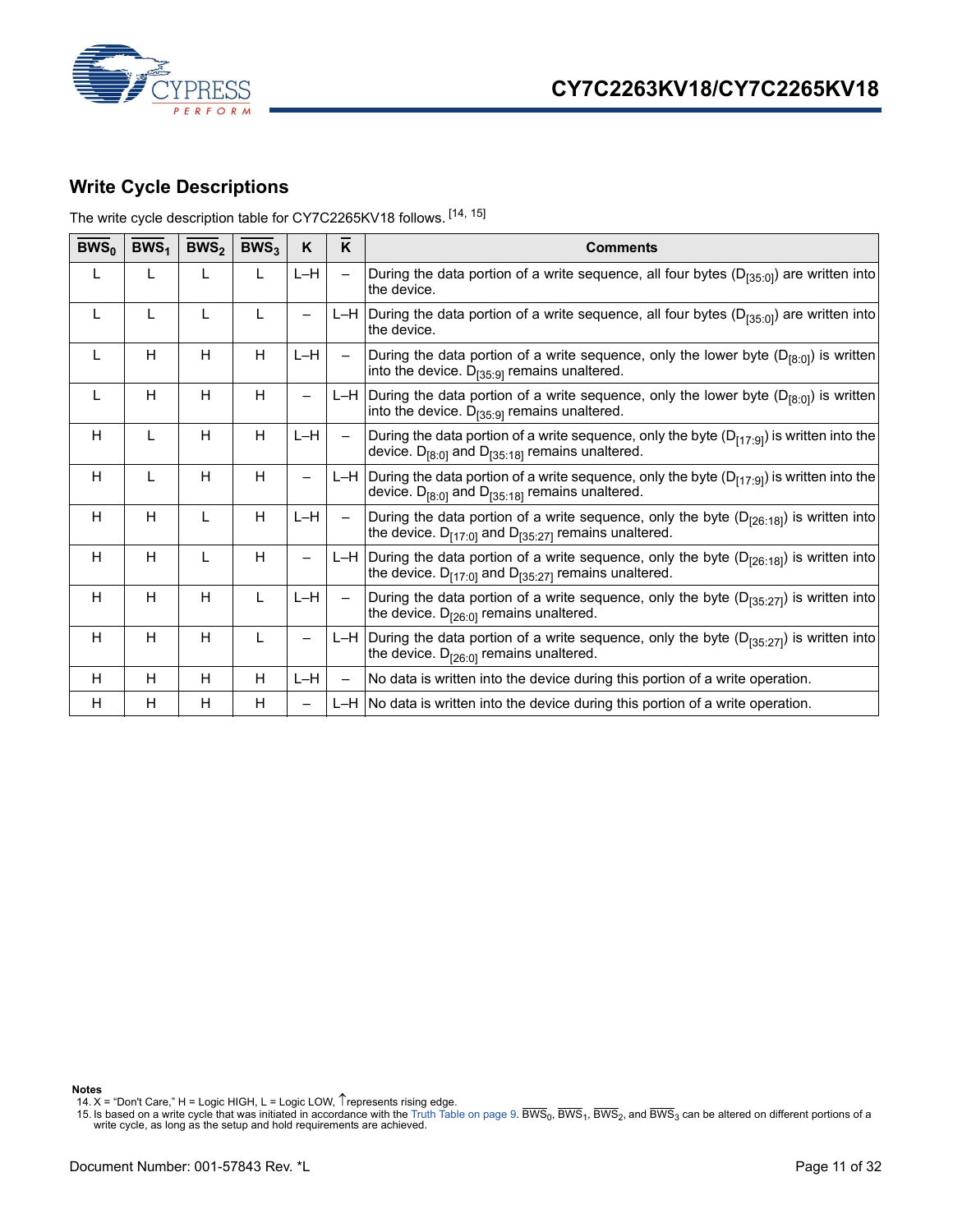## Write Cycle Descriptions

The write cycle description table for CY7C2265KV18 follows. [14, 15]

| $\overline{BWS_0}$ | $\overline{BWS_1}$ | $\overline{BWS_2}$ | $\overline{BWS_3}$ | K | $\overline{K}$ | Comments |
|---|---|---|---|---|---|---|
| L | L | L | L | L–H | – | During the data portion of a write sequence, all four bytes ($D_{[35:0]}$) are written into the device. |
| L | L | L | L | – | L–H | During the data portion of a write sequence, all four bytes ($D_{[35:0]}$) are written into the device. |
| L | H | H | H | L–H | – | During the data portion of a write sequence, only the lower byte ($D_{[8:0]}$) is written into the device. $D_{[35:9]}$ remains unaltered. |
| L | H | H | H | – | L–H | During the data portion of a write sequence, only the lower byte ($D_{[8:0]}$) is written into the device. $D_{[35:9]}$ remains unaltered. |
| H | L | H | H | L–H | – | During the data portion of a write sequence, only the byte ($D_{[17:9]}$) is written into the device. $D_{[8:0]}$ and $D_{[35:18]}$ remains unaltered. |
| H | L | H | H | – | L–H | During the data portion of a write sequence, only the byte ($D_{[17:9]}$) is written into the device. $D_{[8:0]}$ and $D_{[35:18]}$ remains unaltered. |
| H | H | L | H | L–H | – | During the data portion of a write sequence, only the byte ($D_{[26:18]}$) is written into the device. $D_{[17:0]}$ and $D_{[35:27]}$ remains unaltered. |
| H | H | L | H | – | L–H | During the data portion of a write sequence, only the byte ($D_{[26:18]}$) is written into the device. $D_{[17:0]}$ and $D_{[35:27]}$ remains unaltered. |
| H | H | H | L | L–H | – | During the data portion of a write sequence, only the byte ($D_{[35:27]}$) is written into the device. $D_{[26:0]}$ remains unaltered. |
| H | H | H | L | – | L–H | During the data portion of a write sequence, only the byte ($D_{[35:27]}$) is written into the device. $D_{[26:0]}$ remains unaltered. |
| H | H | H | H | L–H | – | No data is written into the device during this portion of a write operation. |
| H | H | H | H | – | L–H | No data is written into the device during this portion of a write operation. |

**Notes**

14. X = "Don't Care," H = Logic HIGH, L = Logic LOW, ↑represents rising edge.
15. Is based on a write cycle that was initiated in accordance with the Truth Table on page 9. $\overline{BWS_0}$, $\overline{BWS_1}$, $\overline{BWS_2}$, and $\overline{BWS_3}$ can be altered on different portions of a write cycle, as long as the setup and hold requirements are achieved.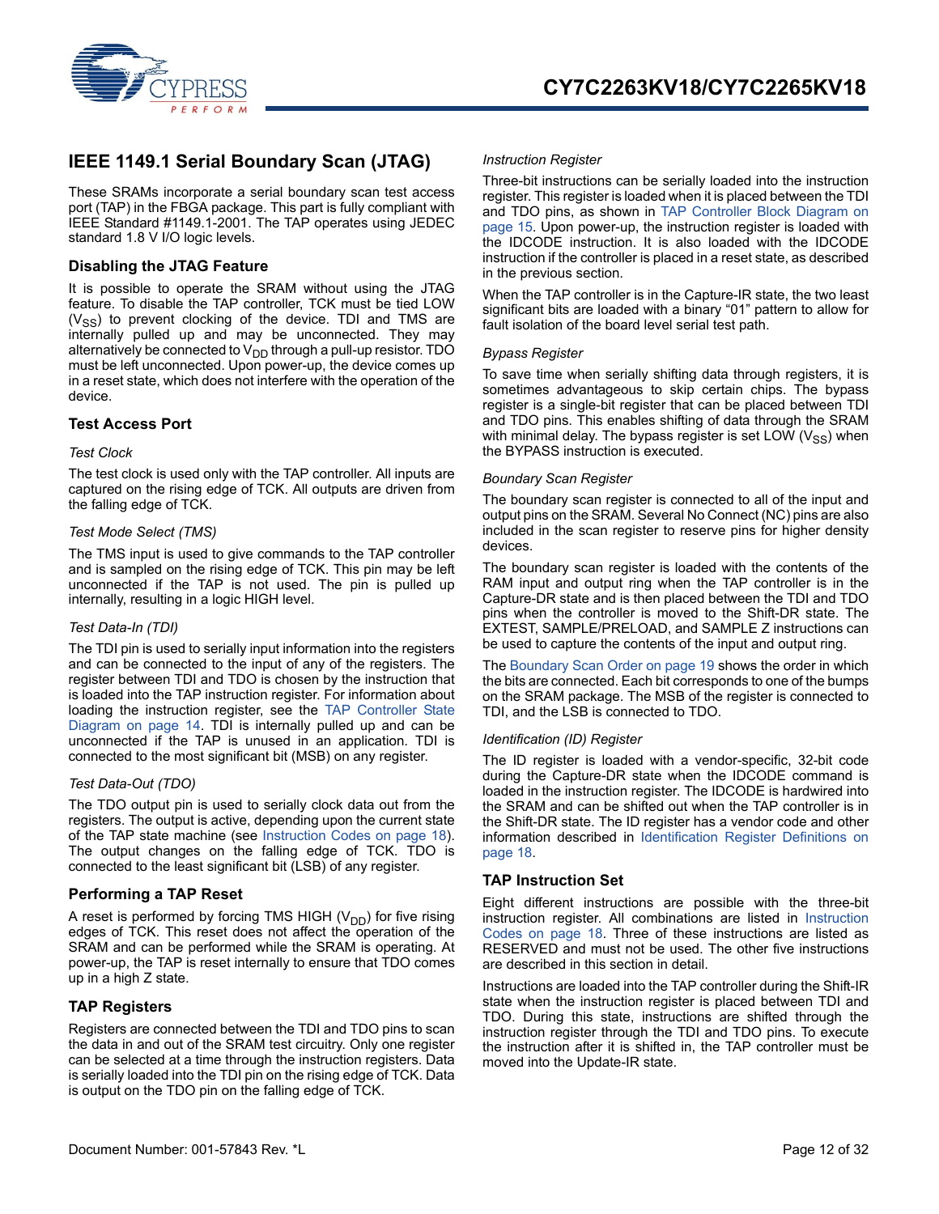## IEEE 1149.1 Serial Boundary Scan (JTAG)

These SRAMs incorporate a serial boundary scan test access port (TAP) in the FBGA package. This part is fully compliant with IEEE Standard #1149.1-2001. The TAP operates using JEDEC standard 1.8 V I/O logic levels.

### Disabling the JTAG Feature

It is possible to operate the SRAM without using the JTAG feature. To disable the TAP controller, TCK must be tied LOW ($V_{SS}$) to prevent clocking of the device. TDI and TMS are internally pulled up and may be unconnected. They may alternatively be connected to $V_{DD}$ through a pull-up resistor. TDO must be left unconnected. Upon power-up, the device comes up in a reset state, which does not interfere with the operation of the device.

### Test Access Port

*Test Clock*

The test clock is used only with the TAP controller. All inputs are captured on the rising edge of TCK. All outputs are driven from the falling edge of TCK.

*Test Mode Select (TMS)*

The TMS input is used to give commands to the TAP controller and is sampled on the rising edge of TCK. This pin may be left unconnected if the TAP is not used. The pin is pulled up internally, resulting in a logic HIGH level.

*Test Data-In (TDI)*

The TDI pin is used to serially input information into the registers and can be connected to the input of any of the registers. The register between TDI and TDO is chosen by the instruction that is loaded into the TAP instruction register. For information about loading the instruction register, see the TAP Controller State Diagram on page 14. TDI is internally pulled up and can be unconnected if the TAP is unused in an application. TDI is connected to the most significant bit (MSB) on any register.

*Test Data-Out (TDO)*

The TDO output pin is used to serially clock data out from the registers. The output is active, depending upon the current state of the TAP state machine (see Instruction Codes on page 18). The output changes on the falling edge of TCK. TDO is connected to the least significant bit (LSB) of any register.

### Performing a TAP Reset

A reset is performed by forcing TMS HIGH ($V_{DD}$) for five rising edges of TCK. This reset does not affect the operation of the SRAM and can be performed while the SRAM is operating. At power-up, the TAP is reset internally to ensure that TDO comes up in a high Z state.

### TAP Registers

Registers are connected between the TDI and TDO pins to scan the data in and out of the SRAM test circuitry. Only one register can be selected at a time through the instruction registers. Data is serially loaded into the TDI pin on the rising edge of TCK. Data is output on the TDO pin on the falling edge of TCK.

*Instruction Register*

Three-bit instructions can be serially loaded into the instruction register. This register is loaded when it is placed between the TDI and TDO pins, as shown in TAP Controller Block Diagram on page 15. Upon power-up, the instruction register is loaded with the IDCODE instruction. It is also loaded with the IDCODE instruction if the controller is placed in a reset state, as described in the previous section.

When the TAP controller is in the Capture-IR state, the two least significant bits are loaded with a binary "01" pattern to allow for fault isolation of the board level serial test path.

*Bypass Register*

To save time when serially shifting data through registers, it is sometimes advantageous to skip certain chips. The bypass register is a single-bit register that can be placed between TDI and TDO pins. This enables shifting of data through the SRAM with minimal delay. The bypass register is set LOW ($V_{SS}$) when the BYPASS instruction is executed.

*Boundary Scan Register*

The boundary scan register is connected to all of the input and output pins on the SRAM. Several No Connect (NC) pins are also included in the scan register to reserve pins for higher density devices.

The boundary scan register is loaded with the contents of the RAM input and output ring when the TAP controller is in the Capture-DR state and is then placed between the TDI and TDO pins when the controller is moved to the Shift-DR state. The EXTEST, SAMPLE/PRELOAD, and SAMPLE Z instructions can be used to capture the contents of the input and output ring.

The Boundary Scan Order on page 19 shows the order in which the bits are connected. Each bit corresponds to one of the bumps on the SRAM package. The MSB of the register is connected to TDI, and the LSB is connected to TDO.

*Identification (ID) Register*

The ID register is loaded with a vendor-specific, 32-bit code during the Capture-DR state when the IDCODE command is loaded in the instruction register. The IDCODE is hardwired into the SRAM and can be shifted out when the TAP controller is in the Shift-DR state. The ID register has a vendor code and other information described in Identification Register Definitions on page 18.

### TAP Instruction Set

Eight different instructions are possible with the three-bit instruction register. All combinations are listed in Instruction Codes on page 18. Three of these instructions are listed as RESERVED and must not be used. The other five instructions are described in this section in detail.

Instructions are loaded into the TAP controller during the Shift-IR state when the instruction register is placed between TDI and TDO. During this state, instructions are shifted through the instruction register through the TDI and TDO pins. To execute the instruction after it is shifted in, the TAP controller must be moved into the Update-IR state.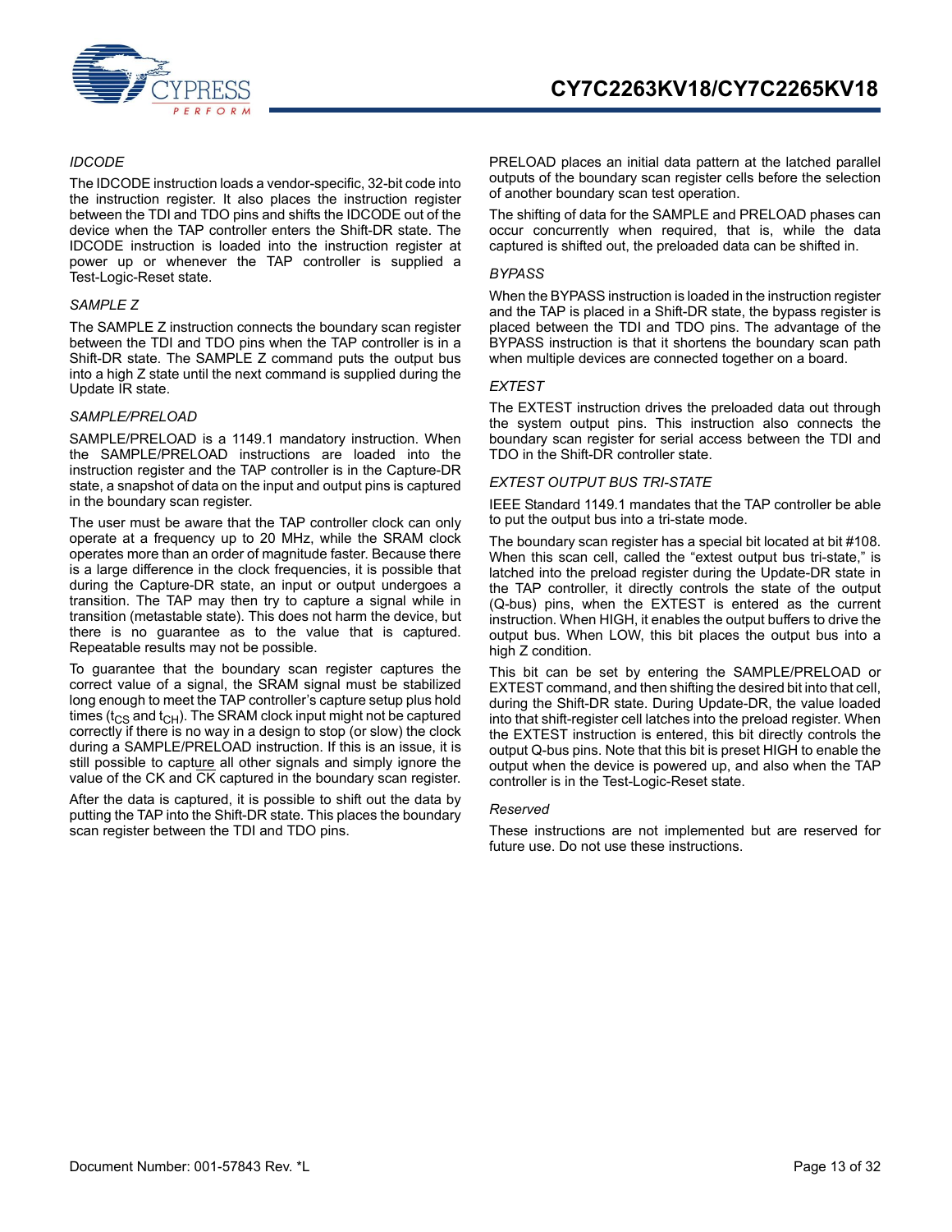*IDCODE*

The IDCODE instruction loads a vendor-specific, 32-bit code into the instruction register. It also places the instruction register between the TDI and TDO pins and shifts the IDCODE out of the device when the TAP controller enters the Shift-DR state. The IDCODE instruction is loaded into the instruction register at power up or whenever the TAP controller is supplied a Test-Logic-Reset state.

*SAMPLE Z*

The SAMPLE Z instruction connects the boundary scan register between the TDI and TDO pins when the TAP controller is in a Shift-DR state. The SAMPLE Z command puts the output bus into a high Z state until the next command is supplied during the Update IR state.

*SAMPLE/PRELOAD*

SAMPLE/PRELOAD is a 1149.1 mandatory instruction. When the SAMPLE/PRELOAD instructions are loaded into the instruction register and the TAP controller is in the Capture-DR state, a snapshot of data on the input and output pins is captured in the boundary scan register.

The user must be aware that the TAP controller clock can only operate at a frequency up to 20 MHz, while the SRAM clock operates more than an order of magnitude faster. Because there is a large difference in the clock frequencies, it is possible that during the Capture-DR state, an input or output undergoes a transition. The TAP may then try to capture a signal while in transition (metastable state). This does not harm the device, but there is no guarantee as to the value that is captured. Repeatable results may not be possible.

To guarantee that the boundary scan register captures the correct value of a signal, the SRAM signal must be stabilized long enough to meet the TAP controller's capture setup plus hold times ($t_{CS}$ and $t_{CH}$). The SRAM clock input might not be captured correctly if there is no way in a design to stop (or slow) the clock during a SAMPLE/PRELOAD instruction. If this is an issue, it is still possible to capture all other signals and simply ignore the value of the CK and $\overline{CK}$ captured in the boundary scan register.

After the data is captured, it is possible to shift out the data by putting the TAP into the Shift-DR state. This places the boundary scan register between the TDI and TDO pins.

PRELOAD places an initial data pattern at the latched parallel outputs of the boundary scan register cells before the selection of another boundary scan test operation.

The shifting of data for the SAMPLE and PRELOAD phases can occur concurrently when required, that is, while the data captured is shifted out, the preloaded data can be shifted in.

*BYPASS*

When the BYPASS instruction is loaded in the instruction register and the TAP is placed in a Shift-DR state, the bypass register is placed between the TDI and TDO pins. The advantage of the BYPASS instruction is that it shortens the boundary scan path when multiple devices are connected together on a board.

*EXTEST*

The EXTEST instruction drives the preloaded data out through the system output pins. This instruction also connects the boundary scan register for serial access between the TDI and TDO in the Shift-DR controller state.

*EXTEST OUTPUT BUS TRI-STATE*

IEEE Standard 1149.1 mandates that the TAP controller be able to put the output bus into a tri-state mode.

The boundary scan register has a special bit located at bit #108. When this scan cell, called the "extest output bus tri-state," is latched into the preload register during the Update-DR state in the TAP controller, it directly controls the state of the output (Q-bus) pins, when the EXTEST is entered as the current instruction. When HIGH, it enables the output buffers to drive the output bus. When LOW, this bit places the output bus into a high Z condition.

This bit can be set by entering the SAMPLE/PRELOAD or EXTEST command, and then shifting the desired bit into that cell, during the Shift-DR state. During Update-DR, the value loaded into that shift-register cell latches into the preload register. When the EXTEST instruction is entered, this bit directly controls the output Q-bus pins. Note that this bit is preset HIGH to enable the output when the device is powered up, and also when the TAP controller is in the Test-Logic-Reset state.

*Reserved*

These instructions are not implemented but are reserved for future use. Do not use these instructions.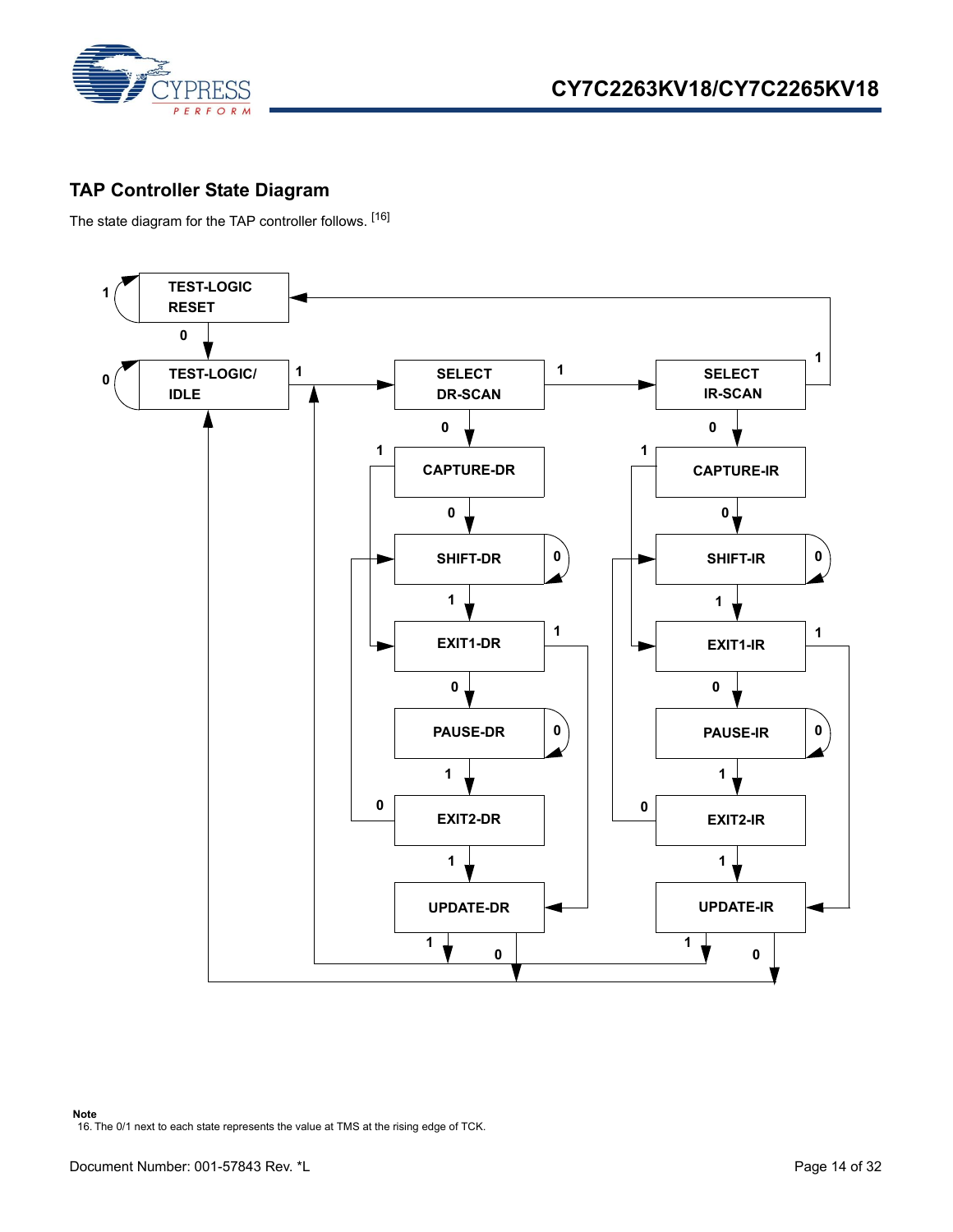## TAP Controller State Diagram

The state diagram for the TAP controller follows. [16]

TEST-LOGIC RESET

TEST-LOGIC/ IDLE

SELECT DR-SCAN

SELECT IR-SCAN

CAPTURE-DR

CAPTURE-IR

SHIFT-DR

SHIFT-IR

EXIT1-DR

EXIT1-IR

PAUSE-DR

PAUSE-IR

EXIT2-DR

EXIT2-IR

UPDATE-DR

UPDATE-IR

**Note**

16. The 0/1 next to each state represents the value at TMS at the rising edge of TCK.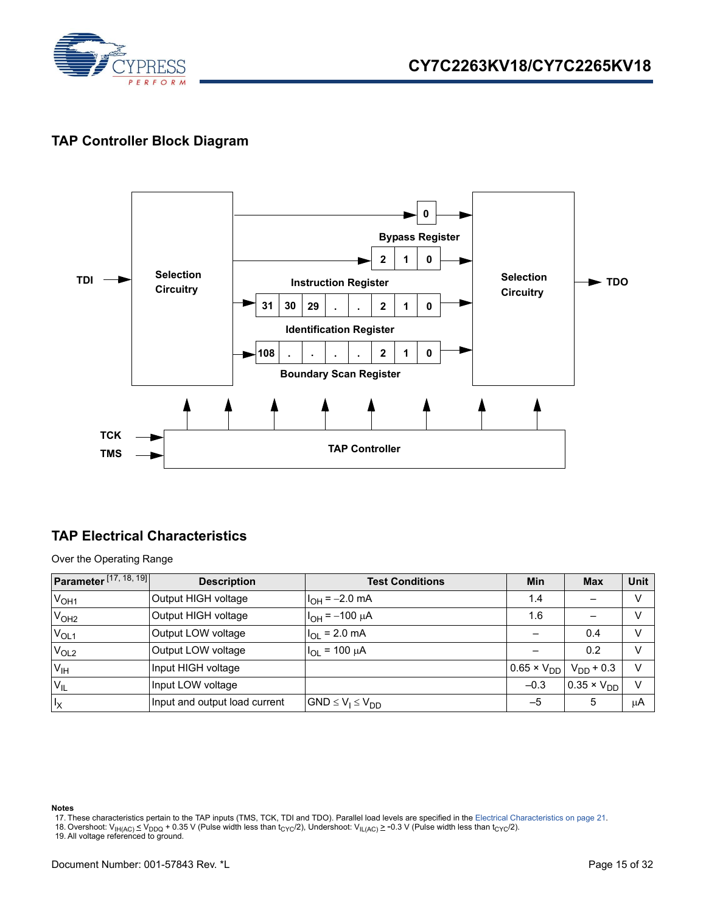## TAP Controller Block Diagram

## TAP Electrical Characteristics

Over the Operating Range

| Parameter [17, 18, 19] | Description | Test Conditions | Min | Max | Unit |
|---|---|---|---|---|---|
| $V_{OH1}$ | Output HIGH voltage | $I_{OH} = -2.0$ mA | 1.4 | – | V |
| $V_{OH2}$ | Output HIGH voltage | $I_{OH} = -100$ µA | 1.6 | – | V |
| $V_{OL1}$ | Output LOW voltage | $I_{OL} = 2.0$ mA | – | 0.4 | V |
| $V_{OL2}$ | Output LOW voltage | $I_{OL} = 100$ µA | – | 0.2 | V |
| $V_{IH}$ | Input HIGH voltage | | $0.65 \times V_{DD}$ | $V_{DD} + 0.3$ | V |
| $V_{IL}$ | Input LOW voltage | | –0.3 | $0.35 \times V_{DD}$ | V |
| $I_X$ | Input and output load current | $GND \leq V_I \leq V_{DD}$ | –5 | 5 | µA |

**Notes**

17. These characteristics pertain to the TAP inputs (TMS, TCK, TDI and TDO). Parallel load levels are specified in the Electrical Characteristics on page 21.
18. Overshoot: $V_{IH(AC)} \leq V_{DDQ} + 0.35$ V (Pulse width less than $t_{CYC}/2$), Undershoot: $V_{IL(AC)} \geq -0.3$ V (Pulse width less than $t_{CYC}/2$).
19. All voltage referenced to ground.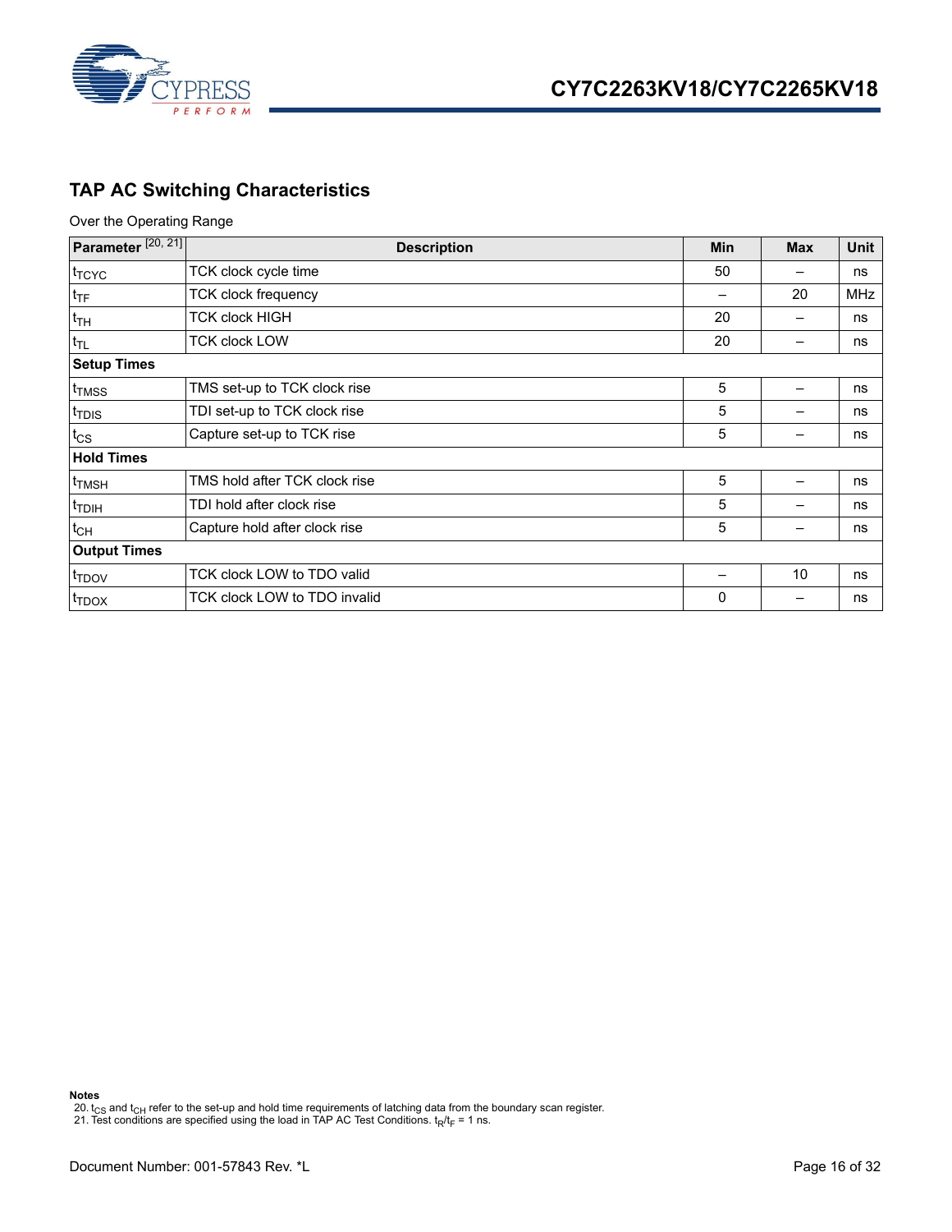## TAP AC Switching Characteristics

Over the Operating Range

| Parameter [20, 21] | Description | Min | Max | Unit |
|---|---|---|---|---|
| $t_{TCYC}$ | TCK clock cycle time | 50 | – | ns |
| $t_{TF}$ | TCK clock frequency | – | 20 | MHz |
| $t_{TH}$ | TCK clock HIGH | 20 | – | ns |
| $t_{TL}$ | TCK clock LOW | 20 | – | ns |
| **Setup Times** | | | | |
| $t_{TMSS}$ | TMS set-up to TCK clock rise | 5 | – | ns |
| $t_{TDIS}$ | TDI set-up to TCK clock rise | 5 | – | ns |
| $t_{CS}$ | Capture set-up to TCK rise | 5 | – | ns |
| **Hold Times** | | | | |
| $t_{TMSH}$ | TMS hold after TCK clock rise | 5 | – | ns |
| $t_{TDIH}$ | TDI hold after clock rise | 5 | – | ns |
| $t_{CH}$ | Capture hold after clock rise | 5 | – | ns |
| **Output Times** | | | | |
| $t_{TDOV}$ | TCK clock LOW to TDO valid | – | 10 | ns |
| $t_{TDOX}$ | TCK clock LOW to TDO invalid | 0 | – | ns |

**Notes**

20. $t_{CS}$ and $t_{CH}$ refer to the set-up and hold time requirements of latching data from the boundary scan register.
21. Test conditions are specified using the load in TAP AC Test Conditions. $t_R/t_F$ = 1 ns.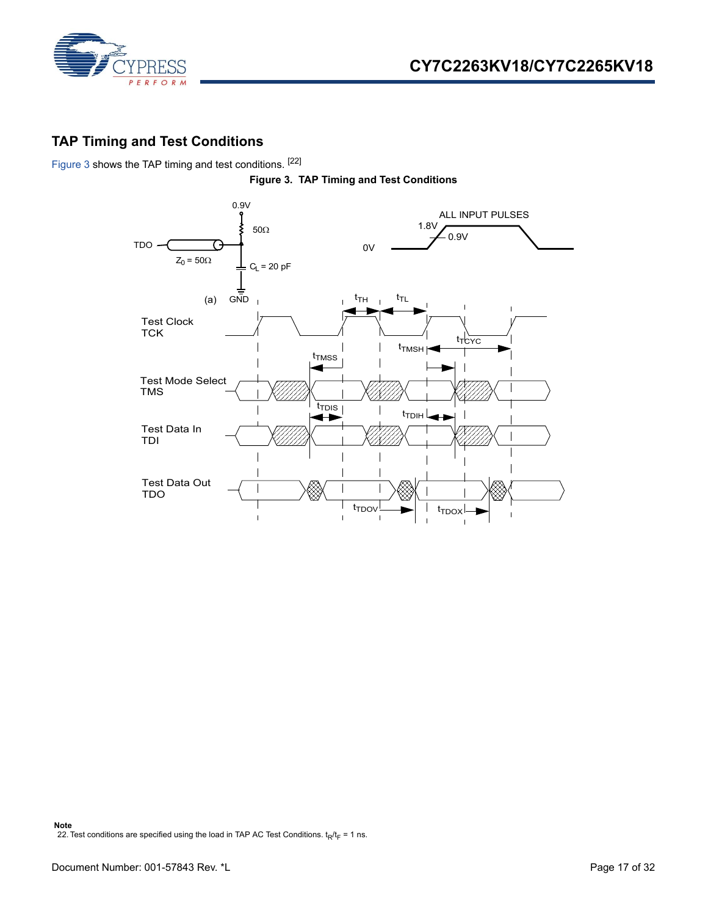## TAP Timing and Test Conditions

Figure 3 shows the TAP timing and test conditions. [22]

**Figure 3. TAP Timing and Test Conditions**

---

**Note**

22. Test conditions are specified using the load in TAP AC Test Conditions. $t_R/t_F$ = 1 ns.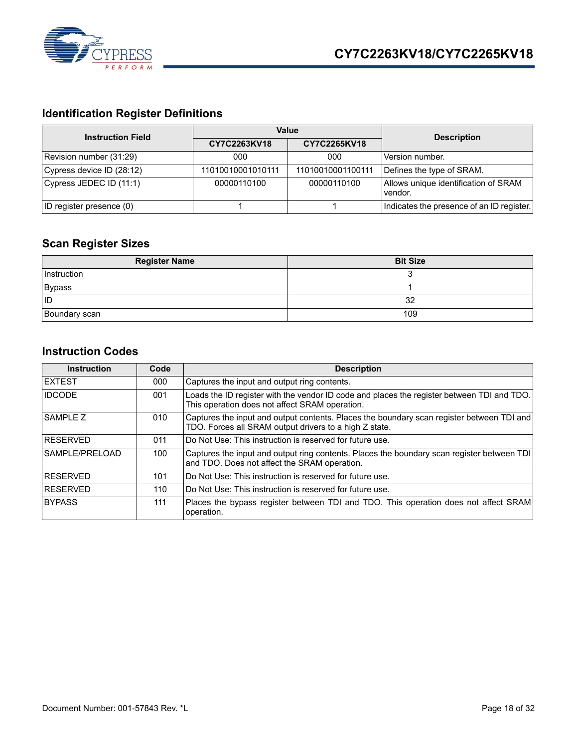## Identification Register Definitions

| Instruction Field | Value | | Description |
|---|---|---|---|
| | CY7C2263KV18 | CY7C2265KV18 | |
| Revision number (31:29) | 000 | 000 | Version number. |
| Cypress device ID (28:12) | 11010010001010111 | 11010010001100111 | Defines the type of SRAM. |
| Cypress JEDEC ID (11:1) | 00000110100 | 00000110100 | Allows unique identification of SRAM vendor. |
| ID register presence (0) | 1 | 1 | Indicates the presence of an ID register. |

## Scan Register Sizes

| Register Name | Bit Size |
|---|---|
| Instruction | 3 |
| Bypass | 1 |
| ID | 32 |
| Boundary scan | 109 |

## Instruction Codes

| Instruction | Code | Description |
|---|---|---|
| EXTEST | 000 | Captures the input and output ring contents. |
| IDCODE | 001 | Loads the ID register with the vendor ID code and places the register between TDI and TDO. This operation does not affect SRAM operation. |
| SAMPLE Z | 010 | Captures the input and output contents. Places the boundary scan register between TDI and TDO. Forces all SRAM output drivers to a high Z state. |
| RESERVED | 011 | Do Not Use: This instruction is reserved for future use. |
| SAMPLE/PRELOAD | 100 | Captures the input and output ring contents. Places the boundary scan register between TDI and TDO. Does not affect the SRAM operation. |
| RESERVED | 101 | Do Not Use: This instruction is reserved for future use. |
| RESERVED | 110 | Do Not Use: This instruction is reserved for future use. |
| BYPASS | 111 | Places the bypass register between TDI and TDO. This operation does not affect SRAM operation. |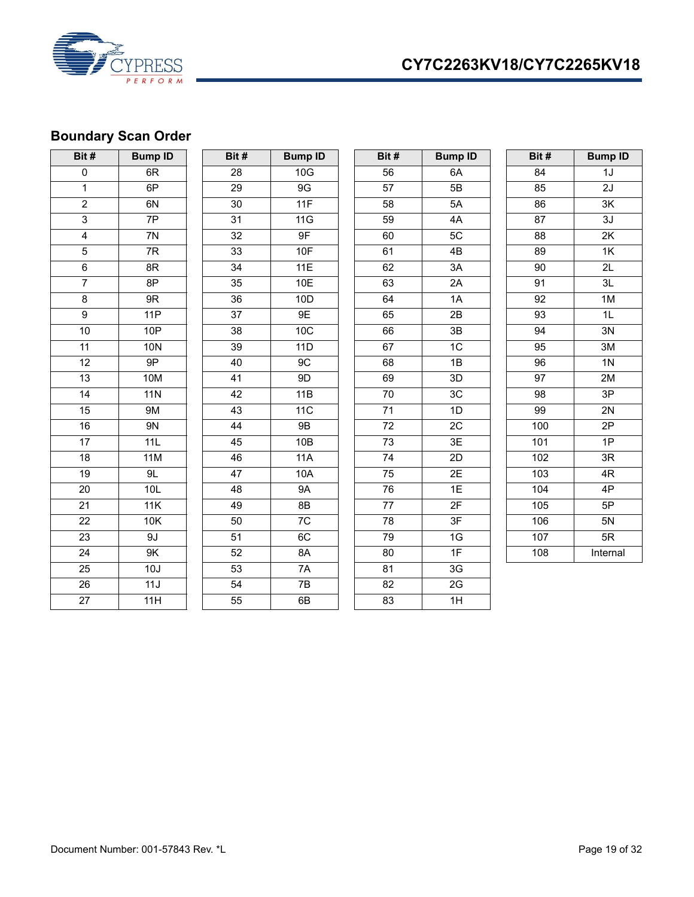## Boundary Scan Order

| Bit # | Bump ID | Bit # | Bump ID | Bit # | Bump ID | Bit # | Bump ID |
|---|---|---|---|---|---|---|---|
| 0 | 6R | 28 | 10G | 56 | 6A | 84 | 1J |
| 1 | 6P | 29 | 9G | 57 | 5B | 85 | 2J |
| 2 | 6N | 30 | 11F | 58 | 5A | 86 | 3K |
| 3 | 7P | 31 | 11G | 59 | 4A | 87 | 3J |
| 4 | 7N | 32 | 9F | 60 | 5C | 88 | 2K |
| 5 | 7R | 33 | 10F | 61 | 4B | 89 | 1K |
| 6 | 8R | 34 | 11E | 62 | 3A | 90 | 2L |
| 7 | 8P | 35 | 10E | 63 | 2A | 91 | 3L |
| 8 | 9R | 36 | 10D | 64 | 1A | 92 | 1M |
| 9 | 11P | 37 | 9E | 65 | 2B | 93 | 1L |
| 10 | 10P | 38 | 10C | 66 | 3B | 94 | 3N |
| 11 | 10N | 39 | 11D | 67 | 1C | 95 | 3M |
| 12 | 9P | 40 | 9C | 68 | 1B | 96 | 1N |
| 13 | 10M | 41 | 9D | 69 | 3D | 97 | 2M |
| 14 | 11N | 42 | 11B | 70 | 3C | 98 | 3P |
| 15 | 9M | 43 | 11C | 71 | 1D | 99 | 2N |
| 16 | 9N | 44 | 9B | 72 | 2C | 100 | 2P |
| 17 | 11L | 45 | 10B | 73 | 3E | 101 | 1P |
| 18 | 11M | 46 | 11A | 74 | 2D | 102 | 3R |
| 19 | 9L | 47 | 10A | 75 | 2E | 103 | 4R |
| 20 | 10L | 48 | 9A | 76 | 1E | 104 | 4P |
| 21 | 11K | 49 | 8B | 77 | 2F | 105 | 5P |
| 22 | 10K | 50 | 7C | 78 | 3F | 106 | 5N |
| 23 | 9J | 51 | 6C | 79 | 1G | 107 | 5R |
| 24 | 9K | 52 | 8A | 80 | 1F | 108 | Internal |
| 25 | 10J | 53 | 7A | 81 | 3G | | |
| 26 | 11J | 54 | 7B | 82 | 2G | | |
| 27 | 11H | 55 | 6B | 83 | 1H | | |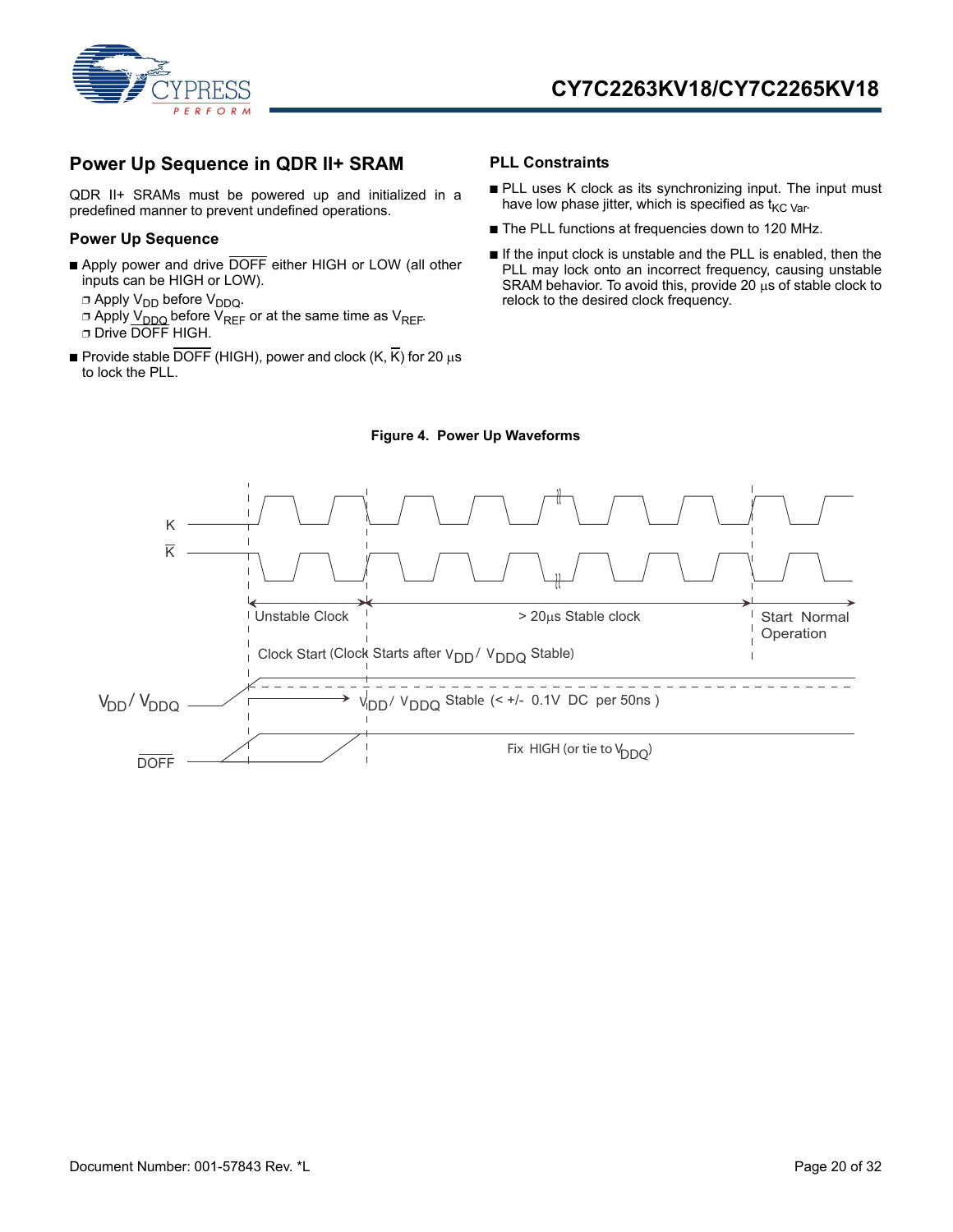## Power Up Sequence in QDR II+ SRAM

QDR II+ SRAMs must be powered up and initialized in a predefined manner to prevent undefined operations.

### Power Up Sequence

- Apply power and drive $\overline{DOFF}$ either HIGH or LOW (all other inputs can be HIGH or LOW).
  - Apply $V_{DD}$ before $V_{DDQ}$.
  - Apply $V_{DDQ}$ before $V_{REF}$ or at the same time as $V_{REF}$.
  - Drive $\overline{DOFF}$ HIGH.
- Provide stable $\overline{DOFF}$ (HIGH), power and clock (K, $\overline{K}$) for 20 µs to lock the PLL.

### PLL Constraints

- PLL uses K clock as its synchronizing input. The input must have low phase jitter, which is specified as $t_{KC\ Var}$.
- The PLL functions at frequencies down to 120 MHz.
- If the input clock is unstable and the PLL is enabled, then the PLL may lock onto an incorrect frequency, causing unstable SRAM behavior. To avoid this, provide 20 µs of stable clock to relock to the desired clock frequency.

**Figure 4. Power Up Waveforms**

K, $\overline{K}$ — Unstable Clock; > 20µs Stable clock; Start Normal Operation

Clock Start (Clock Starts after $V_{DD}$/ $V_{DDQ}$ Stable)

$V_{DD}$/ $V_{DDQ}$ — $V_{DD}$/ $V_{DDQ}$ Stable (< +/- 0.1V DC per 50ns )

$\overline{DOFF}$ — Fix HIGH (or tie to $V_{DDQ}$)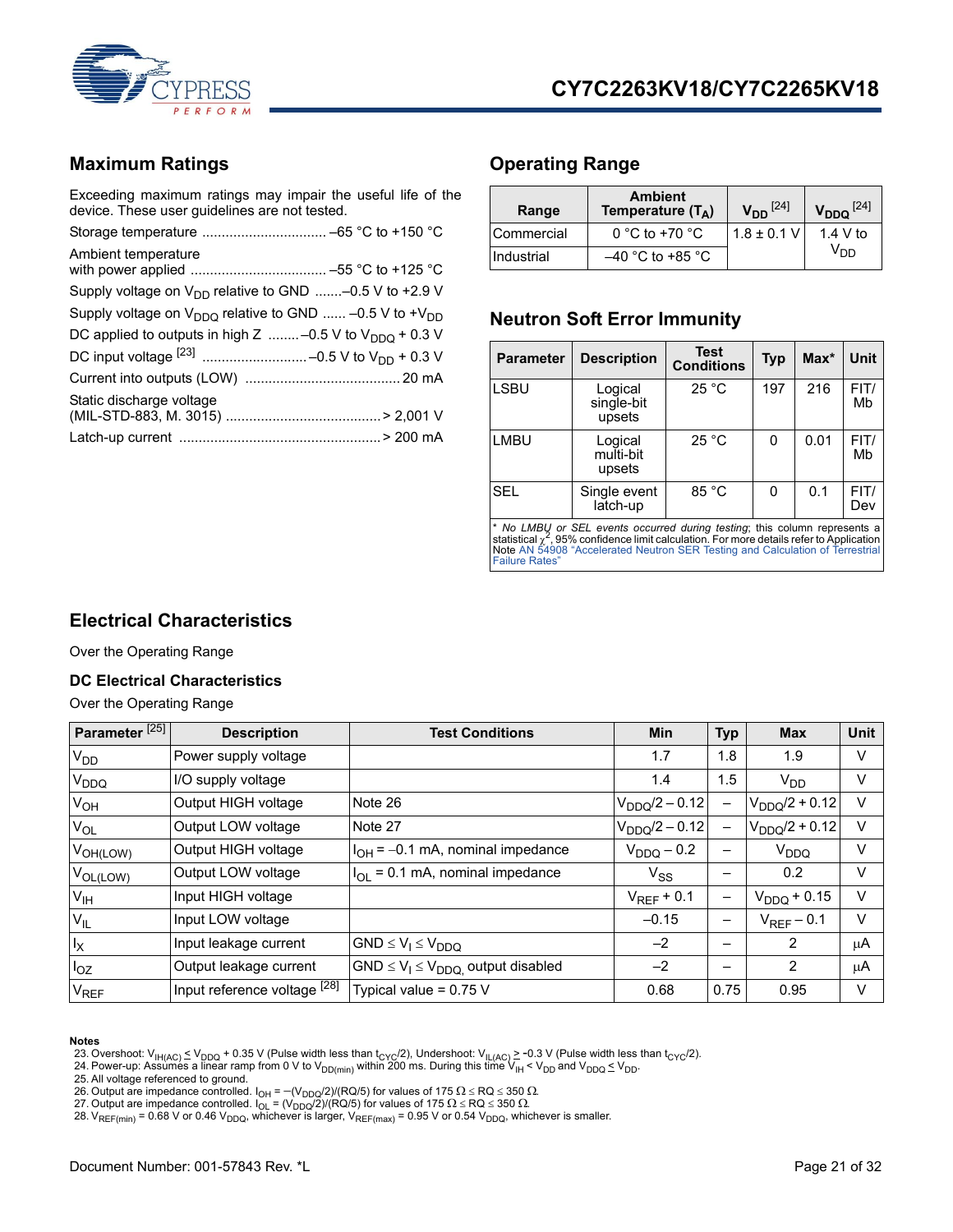## Maximum Ratings

Exceeding maximum ratings may impair the useful life of the device. These user guidelines are not tested.

Storage temperature ................................ –65 °C to +150 °C

Ambient temperature with power applied ................................... –55 °C to +125 °C

Supply voltage on $V_{DD}$ relative to GND .......–0.5 V to +2.9 V

Supply voltage on $V_{DDQ}$ relative to GND ...... –0.5 V to +$V_{DD}$

DC applied to outputs in high Z ........–0.5 V to $V_{DDQ}$ + 0.3 V

DC input voltage [23] .......................... –0.5 V to $V_{DD}$ + 0.3 V

Current into outputs (LOW) ........................................ 20 mA

Static discharge voltage (MIL-STD-883, M. 3015) ........................................ > 2,001 V

Latch-up current .................................................... > 200 mA

## Operating Range

| Range | Ambient Temperature ($T_A$) | $V_{DD}$ [24] | $V_{DDQ}$ [24] |
|---|---|---|---|
| Commercial | 0 °C to +70 °C | 1.8 ± 0.1 V | 1.4 V to $V_{DD}$ |
| Industrial | –40 °C to +85 °C | | |

## Neutron Soft Error Immunity

| Parameter | Description | Test Conditions | Typ | Max* | Unit |
|---|---|---|---|---|---|
| LSBU | Logical single-bit upsets | 25 °C | 197 | 216 | FIT/Mb |
| LMBU | Logical multi-bit upsets | 25 °C | 0 | 0.01 | FIT/Mb |
| SEL | Single event latch-up | 85 °C | 0 | 0.1 | FIT/Dev |

\* *No LMBU or SEL events occurred during testing*; this column represents a statistical $\chi^2$, 95% confidence limit calculation. For more details refer to Application Note AN 54908 "Accelerated Neutron SER Testing and Calculation of Terrestrial Failure Rates"

## Electrical Characteristics

Over the Operating Range

### DC Electrical Characteristics

Over the Operating Range

| Parameter [25] | Description | Test Conditions | Min | Typ | Max | Unit |
|---|---|---|---|---|---|---|
| $V_{DD}$ | Power supply voltage | | 1.7 | 1.8 | 1.9 | V |
| $V_{DDQ}$ | I/O supply voltage | | 1.4 | 1.5 | $V_{DD}$ | V |
| $V_{OH}$ | Output HIGH voltage | Note 26 | $V_{DDQ}/2 - 0.12$ | – | $V_{DDQ}/2 + 0.12$ | V |
| $V_{OL}$ | Output LOW voltage | Note 27 | $V_{DDQ}/2 - 0.12$ | – | $V_{DDQ}/2 + 0.12$ | V |
| $V_{OH(LOW)}$ | Output HIGH voltage | $I_{OH}$ = –0.1 mA, nominal impedance | $V_{DDQ} - 0.2$ | – | $V_{DDQ}$ | V |
| $V_{OL(LOW)}$ | Output LOW voltage | $I_{OL}$ = 0.1 mA, nominal impedance | $V_{SS}$ | – | 0.2 | V |
| $V_{IH}$ | Input HIGH voltage | | $V_{REF} + 0.1$ | – | $V_{DDQ} + 0.15$ | V |
| $V_{IL}$ | Input LOW voltage | | –0.15 | – | $V_{REF} - 0.1$ | V |
| $I_X$ | Input leakage current | GND ≤ $V_I$ ≤ $V_{DDQ}$ | –2 | – | 2 | μA |
| $I_{OZ}$ | Output leakage current | GND ≤ $V_I$ ≤ $V_{DDQ,}$ output disabled | –2 | – | 2 | μA |
| $V_{REF}$ | Input reference voltage [28] | Typical value = 0.75 V | 0.68 | 0.75 | 0.95 | V |

**Notes**

23. Overshoot: $V_{IH(AC)} \le V_{DDQ}$ + 0.35 V (Pulse width less than $t_{CYC}$/2), Undershoot: $V_{IL(AC)} \ge$ -0.3 V (Pulse width less than $t_{CYC}$/2).
24. Power-up: Assumes a linear ramp from 0 V to $V_{DD(min)}$ within 200 ms. During this time $V_{IH} < V_{DD}$ and $V_{DDQ} \le V_{DD}$.
25. All voltage referenced to ground.
26. Output are impedance controlled. $I_{OH} = -(V_{DDQ}/2)/(RQ/5)$ for values of 175 Ω ≤ RQ ≤ 350 Ω.
27. Output are impedance controlled. $I_{OL} = (V_{DDQ}/2)/(RQ/5)$ for values of 175 Ω ≤ RQ ≤ 350 Ω.
28. $V_{REF(min)}$ = 0.68 V or 0.46 $V_{DDQ}$, whichever is larger, $V_{REF(max)}$ = 0.95 V or 0.54 $V_{DDQ}$, whichever is smaller.

Document Number: 001-57843 Rev. *L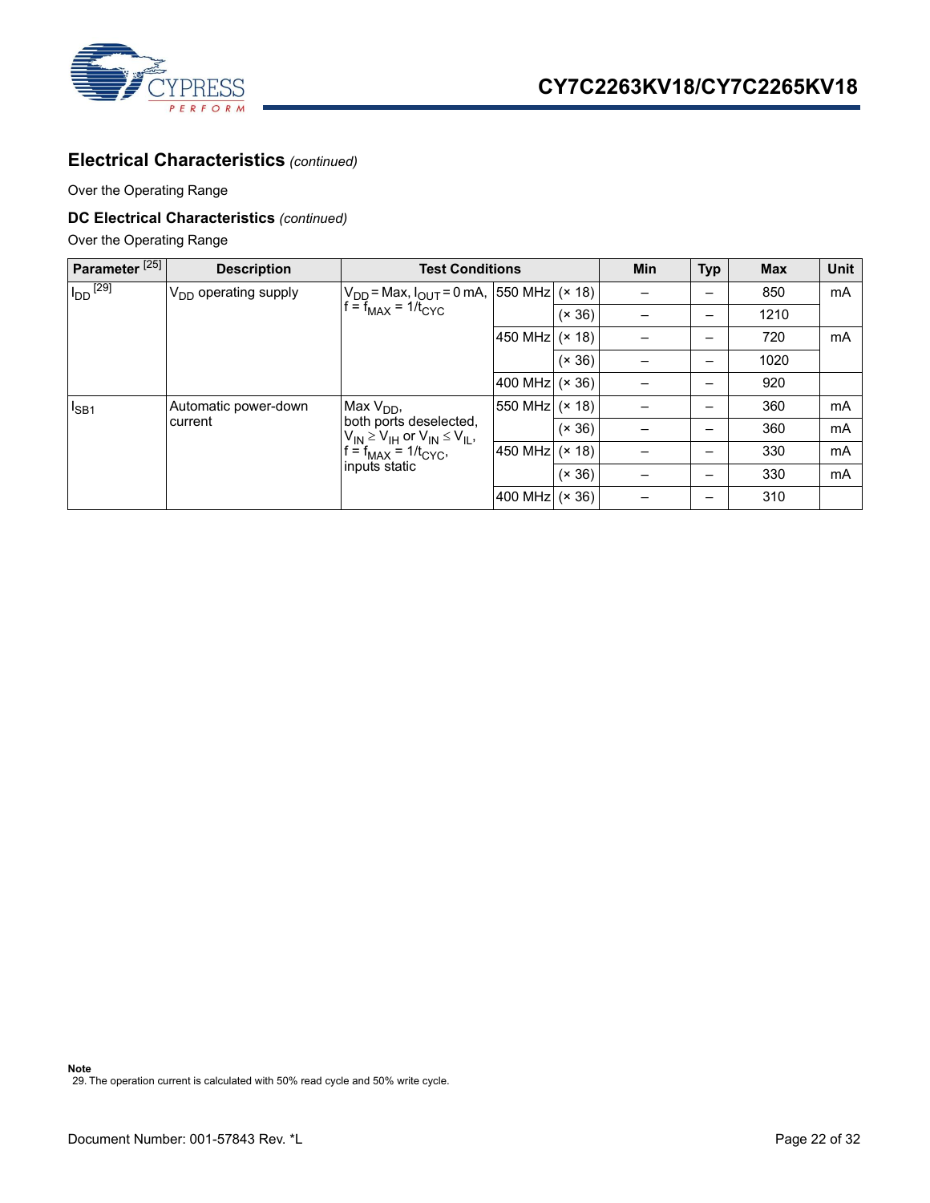## Electrical Characteristics *(continued)*

Over the Operating Range

### DC Electrical Characteristics *(continued)*

Over the Operating Range

| Parameter [25] | Description | Test Conditions | | | Min | Typ | Max | Unit |
|---|---|---|---|---|---|---|---|---|
| $I_{DD}$ [29] | $V_{DD}$ operating supply | $V_{DD}$ = Max, $I_{OUT}$ = 0 mA, $f = f_{MAX} = 1/t_{CYC}$ | 550 MHz | (× 18) | – | – | 850 | mA |
| | | | | (× 36) | – | – | 1210 | |
| | | | 450 MHz | (× 18) | – | – | 720 | mA |
| | | | | (× 36) | – | – | 1020 | |
| | | | 400 MHz | (× 36) | – | – | 920 | |
| $I_{SB1}$ | Automatic power-down current | Max $V_{DD}$, both ports deselected, $V_{IN} \geq V_{IH}$ or $V_{IN} \leq V_{IL}$, $f = f_{MAX} = 1/t_{CYC}$, inputs static | 550 MHz | (× 18) | – | – | 360 | mA |
| | | | | (× 36) | – | – | 360 | mA |
| | | | 450 MHz | (× 18) | – | – | 330 | mA |
| | | | | (× 36) | – | – | 330 | mA |
| | | | 400 MHz | (× 36) | – | – | 310 | |

**Note**

29. The operation current is calculated with 50% read cycle and 50% write cycle.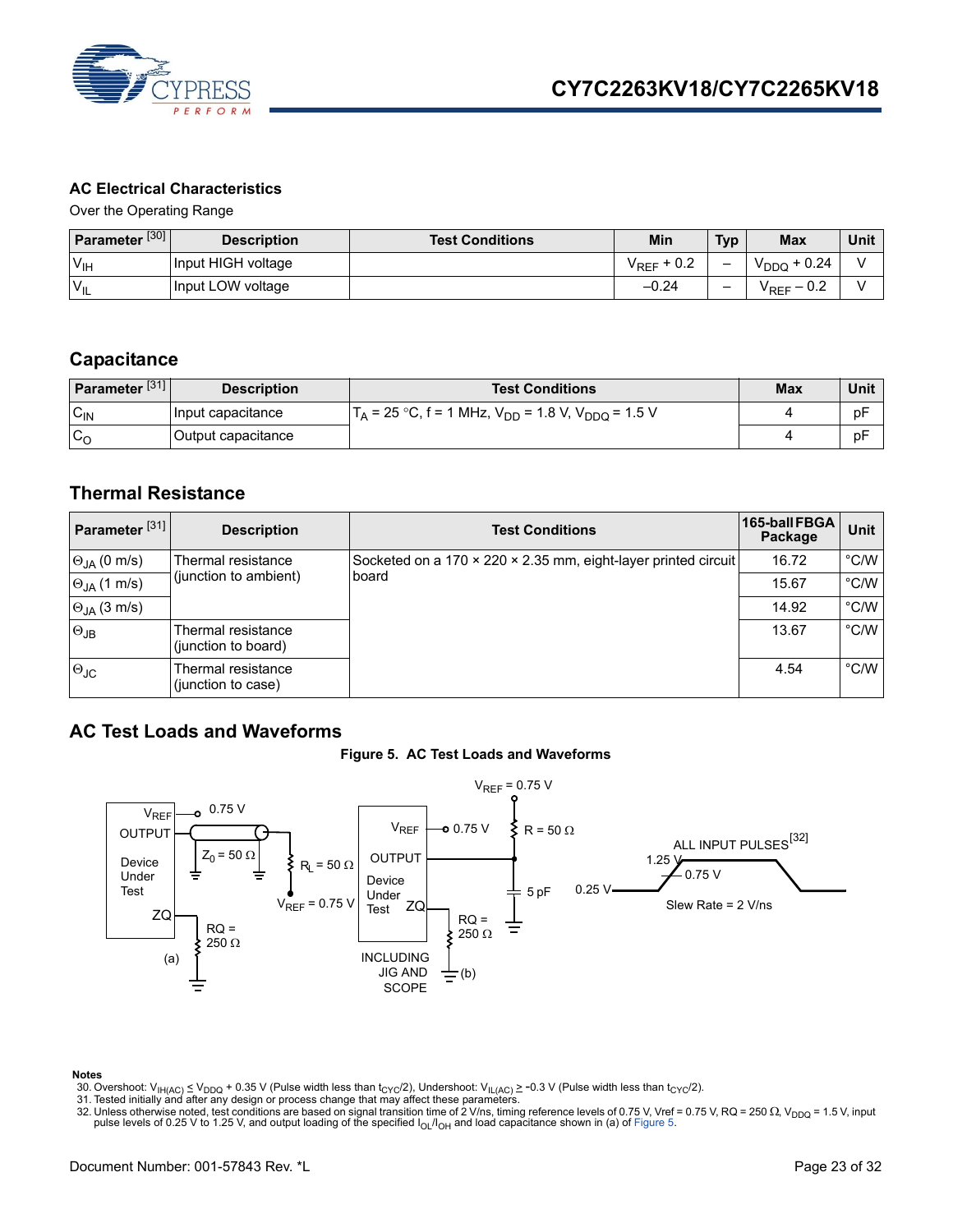## AC Electrical Characteristics

Over the Operating Range

| Parameter [30] | Description | Test Conditions | Min | Typ | Max | Unit |
|---|---|---|---|---|---|---|
| $V_{IH}$ | Input HIGH voltage | | $V_{REF}$ + 0.2 | – | $V_{DDQ}$ + 0.24 | V |
| $V_{IL}$ | Input LOW voltage | | –0.24 | – | $V_{REF}$ – 0.2 | V |

## Capacitance

| Parameter [31] | Description | Test Conditions | Max | Unit |
|---|---|---|---|---|
| $C_{IN}$ | Input capacitance | $T_A$ = 25 °C, f = 1 MHz, $V_{DD}$ = 1.8 V, $V_{DDQ}$ = 1.5 V | 4 | pF |
| $C_O$ | Output capacitance | | 4 | pF |

## Thermal Resistance

| Parameter [31] | Description | Test Conditions | 165-ball FBGA Package | Unit |
|---|---|---|---|---|
| $\Theta_{JA}$ (0 m/s) | Thermal resistance (junction to ambient) | Socketed on a 170 × 220 × 2.35 mm, eight-layer printed circuit board | 16.72 | °C/W |
| $\Theta_{JA}$ (1 m/s) | | | 15.67 | °C/W |
| $\Theta_{JA}$ (3 m/s) | | | 14.92 | °C/W |
| $\Theta_{JB}$ | Thermal resistance (junction to board) | | 13.67 | °C/W |
| $\Theta_{JC}$ | Thermal resistance (junction to case) | | 4.54 | °C/W |

## AC Test Loads and Waveforms

**Figure 5. AC Test Loads and Waveforms**

(a) Device Under Test: $V_{REF}$ = 0.75 V; OUTPUT; $Z_0$ = 50 Ω; $R_L$ = 50 Ω; $V_{REF}$ = 0.75 V; ZQ; RQ = 250 Ω

(b) Device Under Test: $V_{REF}$ = 0.75 V; OUTPUT; R = 50 Ω; 5 pF; ZQ; RQ = 250 Ω; INCLUDING JIG AND SCOPE

ALL INPUT PULSES[32]: 1.25 V; 0.75 V; 0.25 V; Slew Rate = 2 V/ns

**Notes**

30. Overshoot: $V_{IH(AC)} \leq V_{DDQ}$ + 0.35 V (Pulse width less than $t_{CYC}/2$), Undershoot: $V_{IL(AC)} \geq$ -0.3 V (Pulse width less than $t_{CYC}/2$).
31. Tested initially and after any design or process change that may affect these parameters.
32. Unless otherwise noted, test conditions are based on signal transition time of 2 V/ns, timing reference levels of 0.75 V, Vref = 0.75 V, RQ = 250 Ω, $V_{DDQ}$ = 1.5 V, input pulse levels of 0.25 V to 1.25 V, and output loading of the specified $I_{OL}/I_{OH}$ and load capacitance shown in (a) of Figure 5.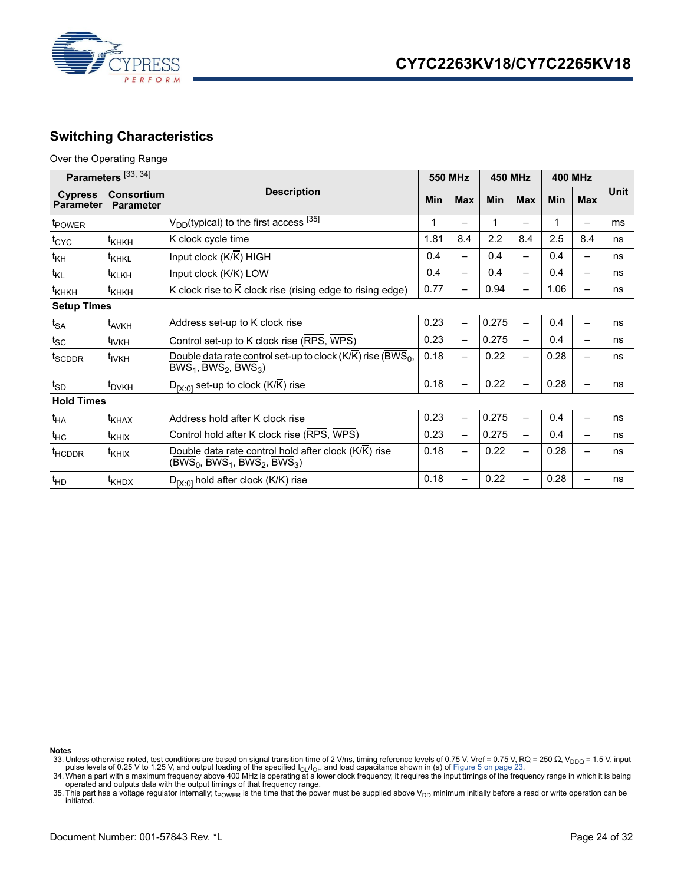## Switching Characteristics

Over the Operating Range

| Parameters [33, 34] | | Description | 550 MHz | | 450 MHz | | 400 MHz | | Unit |
|---|---|---|---|---|---|---|---|---|---|
| Cypress Parameter | Consortium Parameter | | Min | Max | Min | Max | Min | Max | |
| $t_{POWER}$ | | $V_{DD}$(typical) to the first access [35] | 1 | – | 1 | – | 1 | – | ms |
| $t_{CYC}$ | $t_{KHKH}$ | K clock cycle time | 1.81 | 8.4 | 2.2 | 8.4 | 2.5 | 8.4 | ns |
| $t_{KH}$ | $t_{KHKL}$ | Input clock (K/$\overline{K}$) HIGH | 0.4 | – | 0.4 | – | 0.4 | – | ns |
| $t_{KL}$ | $t_{KLKH}$ | Input clock (K/$\overline{K}$) LOW | 0.4 | – | 0.4 | – | 0.4 | – | ns |
| $t_{KH\overline{K}H}$ | $t_{KH\overline{K}H}$ | K clock rise to $\overline{K}$ clock rise (rising edge to rising edge) | 0.77 | – | 0.94 | – | 1.06 | – | ns |
| **Setup Times** | | | | | | | | | |
| $t_{SA}$ | $t_{AVKH}$ | Address set-up to K clock rise | 0.23 | – | 0.275 | – | 0.4 | – | ns |
| $t_{SC}$ | $t_{IVKH}$ | Control set-up to K clock rise ($\overline{RPS}$, $\overline{WPS}$) | 0.23 | – | 0.275 | – | 0.4 | – | ns |
| $t_{SCDDR}$ | $t_{IVKH}$ | Double data rate control set-up to clock (K/$\overline{K}$) rise ($\overline{BWS_0}$, $\overline{BWS_1}$, $\overline{BWS_2}$, $\overline{BWS_3}$) | 0.18 | – | 0.22 | – | 0.28 | – | ns |
| $t_{SD}$ | $t_{DVKH}$ | $D_{[X:0]}$ set-up to clock (K/$\overline{K}$) rise | 0.18 | – | 0.22 | – | 0.28 | – | ns |
| **Hold Times** | | | | | | | | | |
| $t_{HA}$ | $t_{KHAX}$ | Address hold after K clock rise | 0.23 | – | 0.275 | – | 0.4 | – | ns |
| $t_{HC}$ | $t_{KHIX}$ | Control hold after K clock rise ($\overline{RPS}$, $\overline{WPS}$) | 0.23 | – | 0.275 | – | 0.4 | – | ns |
| $t_{HCDDR}$ | $t_{KHIX}$ | Double data rate control hold after clock (K/$\overline{K}$) rise ($\overline{BWS_0}$, $\overline{BWS_1}$, $\overline{BWS_2}$, $\overline{BWS_3}$) | 0.18 | – | 0.22 | – | 0.28 | – | ns |
| $t_{HD}$ | $t_{KHDX}$ | $D_{[X:0]}$ hold after clock (K/$\overline{K}$) rise | 0.18 | – | 0.22 | – | 0.28 | – | ns |

**Notes**

33. Unless otherwise noted, test conditions are based on signal transition time of 2 V/ns, timing reference levels of 0.75 V, Vref = 0.75 V, RQ = 250 Ω, $V_{DDQ}$ = 1.5 V, input pulse levels of 0.25 V to 1.25 V, and output loading of the specified $I_{OL}/I_{OH}$ and load capacitance shown in (a) of Figure 5 on page 23.
34. When a part with a maximum frequency above 400 MHz is operating at a lower clock frequency, it requires the input timings of the frequency range in which it is being operated and outputs data with the output timings of that frequency range.
35. This part has a voltage regulator internally; $t_{POWER}$ is the time that the power must be supplied above $V_{DD}$ minimum initially before a read or write operation can be initiated.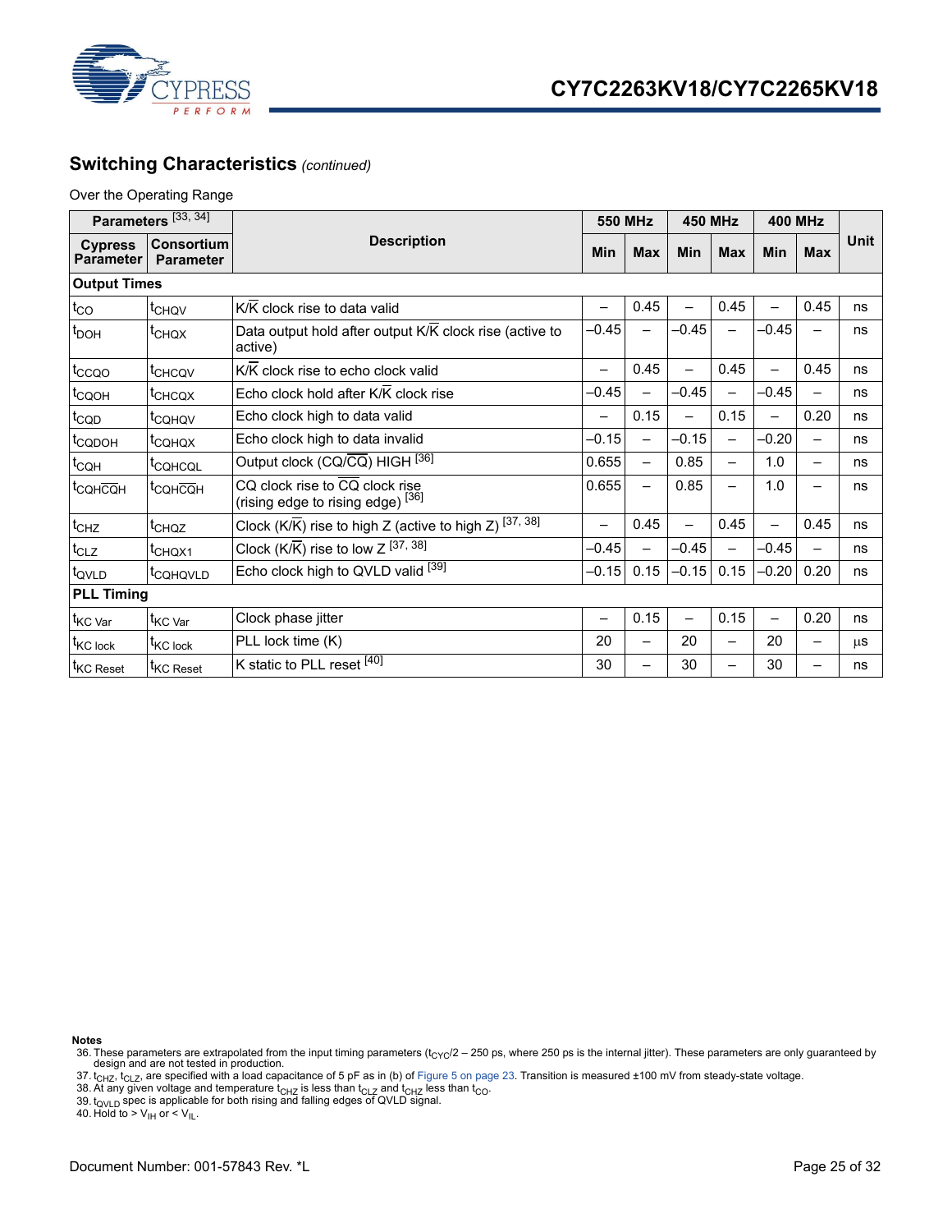## Switching Characteristics *(continued)*

Over the Operating Range

| Parameters [33, 34] | | Description | 550 MHz | | 450 MHz | | 400 MHz | | Unit |
|---|---|---|---|---|---|---|---|---|---|
| Cypress Parameter | Consortium Parameter | | Min | Max | Min | Max | Min | Max | |
| **Output Times** | | | | | | | | | |
| $t_{CO}$ | $t_{CHQV}$ | K/$\overline{K}$ clock rise to data valid | – | 0.45 | – | 0.45 | – | 0.45 | ns |
| $t_{DOH}$ | $t_{CHQX}$ | Data output hold after output K/$\overline{K}$ clock rise (active to active) | –0.45 | – | –0.45 | – | –0.45 | – | ns |
| $t_{CCQO}$ | $t_{CHCQV}$ | K/$\overline{K}$ clock rise to echo clock valid | – | 0.45 | – | 0.45 | – | 0.45 | ns |
| $t_{CQOH}$ | $t_{CHCQX}$ | Echo clock hold after K/$\overline{K}$ clock rise | –0.45 | – | –0.45 | – | –0.45 | – | ns |
| $t_{CQD}$ | $t_{CQHQV}$ | Echo clock high to data valid | – | 0.15 | – | 0.15 | – | 0.20 | ns |
| $t_{CQDOH}$ | $t_{CQHQX}$ | Echo clock high to data invalid | –0.15 | – | –0.15 | – | –0.20 | – | ns |
| $t_{CQH}$ | $t_{CQHCQL}$ | Output clock (CQ/$\overline{CQ}$) HIGH [36] | 0.655 | – | 0.85 | – | 1.0 | – | ns |
| $t_{CQHC\overline{Q}H}$ | $t_{CQHC\overline{Q}H}$ | CQ clock rise to $\overline{CQ}$ clock rise (rising edge to rising edge) [36] | 0.655 | – | 0.85 | – | 1.0 | – | ns |
| $t_{CHZ}$ | $t_{CHQZ}$ | Clock (K/$\overline{K}$) rise to high Z (active to high Z) [37, 38] | – | 0.45 | – | 0.45 | – | 0.45 | ns |
| $t_{CLZ}$ | $t_{CHQX1}$ | Clock (K/$\overline{K}$) rise to low Z [37, 38] | –0.45 | – | –0.45 | – | –0.45 | – | ns |
| $t_{QVLD}$ | $t_{CQHQVLD}$ | Echo clock high to QVLD valid [39] | –0.15 | 0.15 | –0.15 | 0.15 | –0.20 | 0.20 | ns |
| **PLL Timing** | | | | | | | | | |
| $t_{KC\ Var}$ | $t_{KC\ Var}$ | Clock phase jitter | – | 0.15 | – | 0.15 | – | 0.20 | ns |
| $t_{KC\ lock}$ | $t_{KC\ lock}$ | PLL lock time (K) | 20 | – | 20 | – | 20 | – | μs |
| $t_{KC\ Reset}$ | $t_{KC\ Reset}$ | K static to PLL reset [40] | 30 | – | 30 | – | 30 | – | ns |

**Notes**

36. These parameters are extrapolated from the input timing parameters ($t_{CYC}$/2 – 250 ps, where 250 ps is the internal jitter). These parameters are only guaranteed by design and are not tested in production.
37. $t_{CHZ}$, $t_{CLZ}$, are specified with a load capacitance of 5 pF as in (b) of Figure 5 on page 23. Transition is measured ±100 mV from steady-state voltage.
38. At any given voltage and temperature $t_{CHZ}$ is less than $t_{CLZ}$ and $t_{CHZ}$ less than $t_{CO}$.
39. $t_{QVLD}$ spec is applicable for both rising and falling edges of QVLD signal.
40. Hold to > $V_{IH}$ or < $V_{IL}$.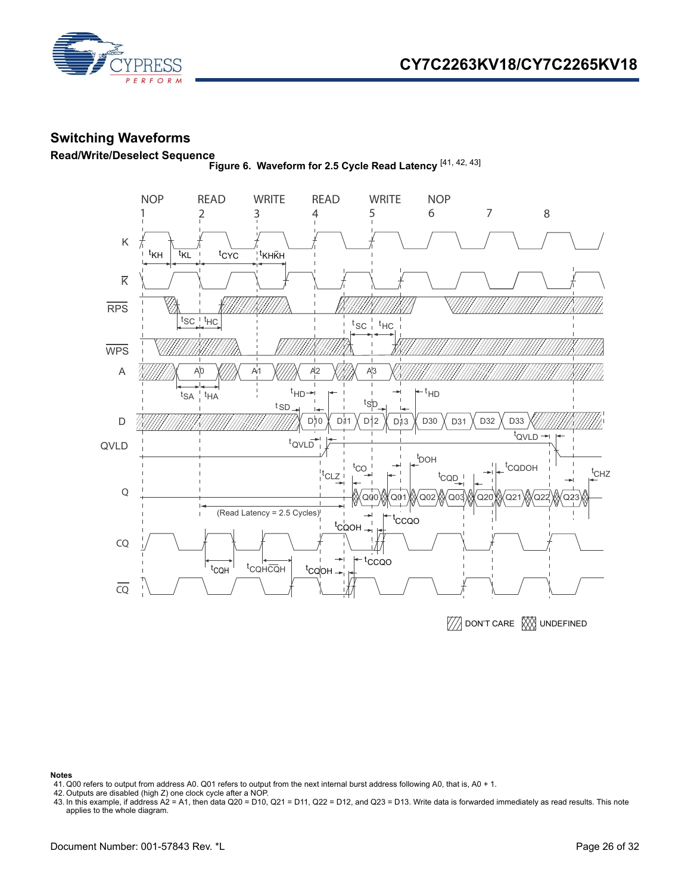## Switching Waveforms

### Read/Write/Deselect Sequence

**Figure 6. Waveform for 2.5 Cycle Read Latency** [41, 42, 43]

**Notes**

41. Q00 refers to output from address A0. Q01 refers to output from the next internal burst address following A0, that is, A0 + 1.
42. Outputs are disabled (high Z) one clock cycle after a NOP.
43. In this example, if address A2 = A1, then data Q20 = D10, Q21 = D11, Q22 = D12, and Q23 = D13. Write data is forwarded immediately as read results. This note applies to the whole diagram.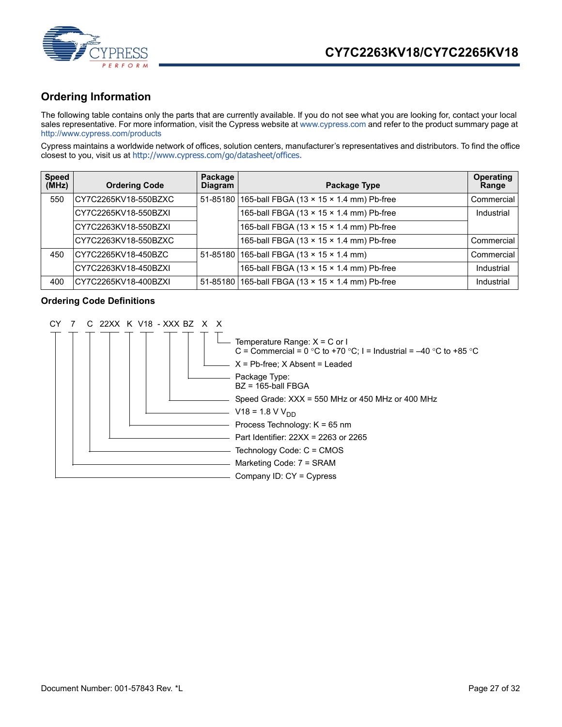## Ordering Information

The following table contains only the parts that are currently available. If you do not see what you are looking for, contact your local sales representative. For more information, visit the Cypress website at www.cypress.com and refer to the product summary page at http://www.cypress.com/products

Cypress maintains a worldwide network of offices, solution centers, manufacturer's representatives and distributors. To find the office closest to you, visit us at http://www.cypress.com/go/datasheet/offices.

| Speed (MHz) | Ordering Code | Package Diagram | Package Type | Operating Range |
|---|---|---|---|---|
| 550 | CY7C2265KV18-550BZXC | 51-85180 | 165-ball FBGA (13 × 15 × 1.4 mm) Pb-free | Commercial |
| | CY7C2265KV18-550BZXI | | 165-ball FBGA (13 × 15 × 1.4 mm) Pb-free | Industrial |
| | CY7C2263KV18-550BZXI | | 165-ball FBGA (13 × 15 × 1.4 mm) Pb-free | |
| | CY7C2263KV18-550BZXC | | 165-ball FBGA (13 × 15 × 1.4 mm) Pb-free | Commercial |
| 450 | CY7C2265KV18-450BZC | 51-85180 | 165-ball FBGA (13 × 15 × 1.4 mm) | Commercial |
| | CY7C2263KV18-450BZXI | | 165-ball FBGA (13 × 15 × 1.4 mm) Pb-free | Industrial |
| 400 | CY7C2265KV18-400BZXI | 51-85180 | 165-ball FBGA (13 × 15 × 1.4 mm) Pb-free | Industrial |

### Ordering Code Definitions

CY 7 C 22XX K V18 - XXX BZ X X

- Temperature Range: X = C or I
  C = Commercial = 0 °C to +70 °C; I = Industrial = –40 °C to +85 °C
- X = Pb-free; X Absent = Leaded
- Package Type:
  BZ = 165-ball FBGA
- Speed Grade: XXX = 550 MHz or 450 MHz or 400 MHz
- V18 = 1.8 V $V_{DD}$
- Process Technology: K = 65 nm
- Part Identifier: 22XX = 2263 or 2265
- Technology Code: C = CMOS
- Marketing Code: 7 = SRAM
- Company ID: CY = Cypress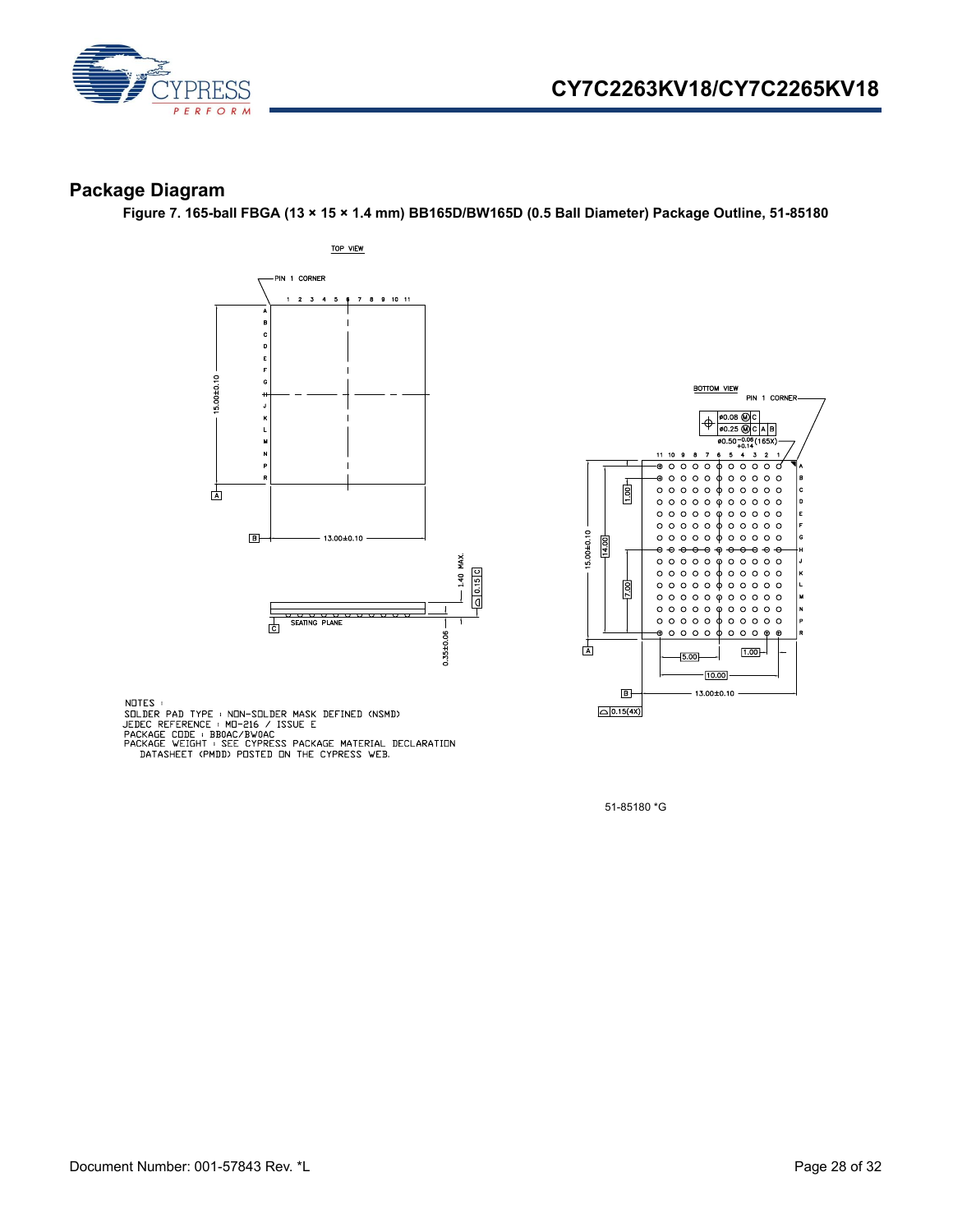## Package Diagram

**Figure 7. 165-ball FBGA (13 × 15 × 1.4 mm) BB165D/BW165D (0.5 Ball Diameter) Package Outline, 51-85180**

TOP VIEW

PIN 1 CORNER

BOTTOM VIEW

PIN 1 CORNER

SEATING PLANE

NOTES :
SOLDER PAD TYPE : NON-SOLDER MASK DEFINED (NSMD)
JEDEC REFERENCE : MO-216 / ISSUE E
PACKAGE CODE : BB0AC/BW0AC
PACKAGE WEIGHT : SEE CYPRESS PACKAGE MATERIAL DECLARATION DATASHEET (PMDD) POSTED ON THE CYPRESS WEB.

51-85180 *G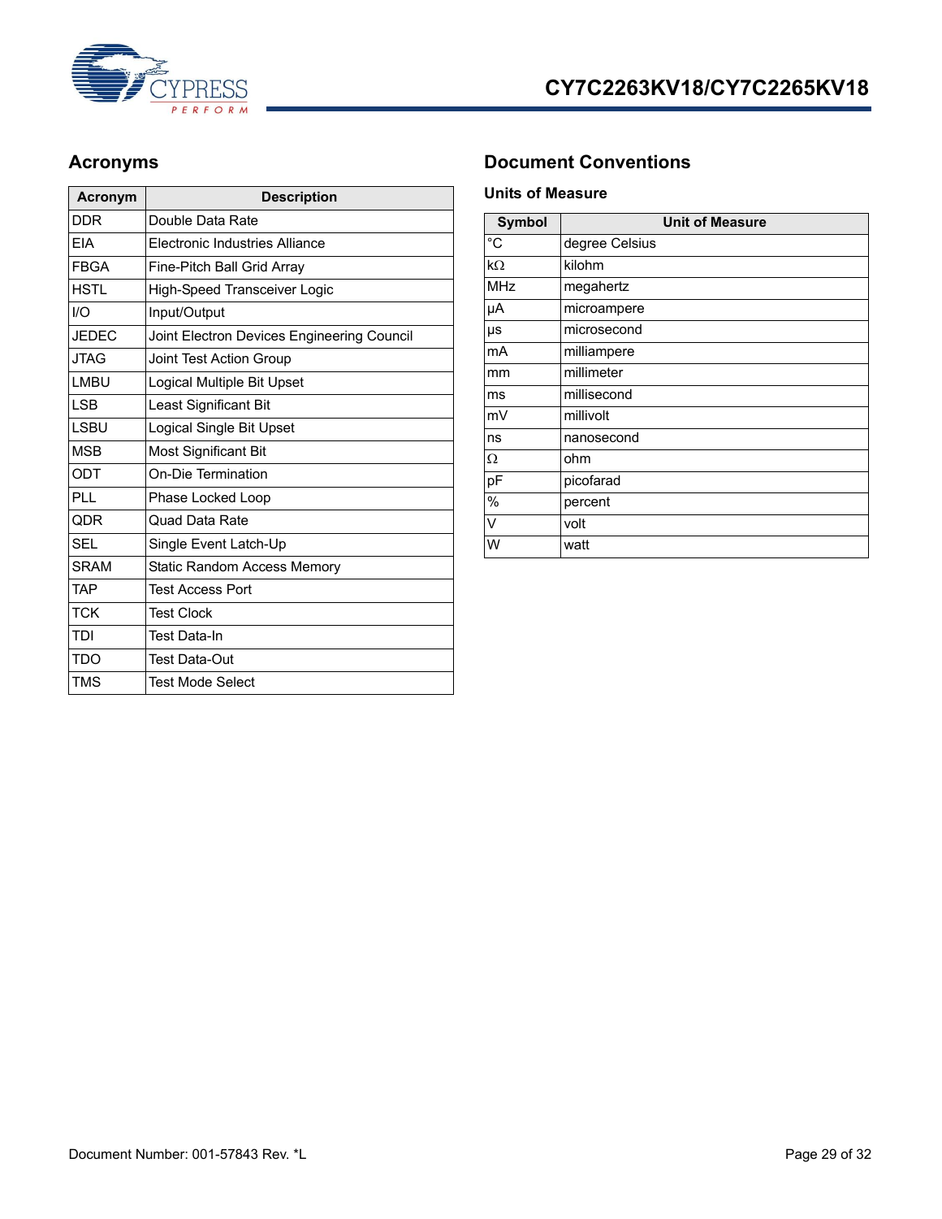## Acronyms

| Acronym | Description |
|---|---|
| DDR | Double Data Rate |
| EIA | Electronic Industries Alliance |
| FBGA | Fine-Pitch Ball Grid Array |
| HSTL | High-Speed Transceiver Logic |
| I/O | Input/Output |
| JEDEC | Joint Electron Devices Engineering Council |
| JTAG | Joint Test Action Group |
| LMBU | Logical Multiple Bit Upset |
| LSB | Least Significant Bit |
| LSBU | Logical Single Bit Upset |
| MSB | Most Significant Bit |
| ODT | On-Die Termination |
| PLL | Phase Locked Loop |
| QDR | Quad Data Rate |
| SEL | Single Event Latch-Up |
| SRAM | Static Random Access Memory |
| TAP | Test Access Port |
| TCK | Test Clock |
| TDI | Test Data-In |
| TDO | Test Data-Out |
| TMS | Test Mode Select |

## Document Conventions

### Units of Measure

| Symbol | Unit of Measure |
|---|---|
| °C | degree Celsius |
| kΩ | kilohm |
| MHz | megahertz |
| µA | microampere |
| µs | microsecond |
| mA | milliampere |
| mm | millimeter |
| ms | millisecond |
| mV | millivolt |
| ns | nanosecond |
| Ω | ohm |
| pF | picofarad |
| % | percent |
| V | volt |
| W | watt |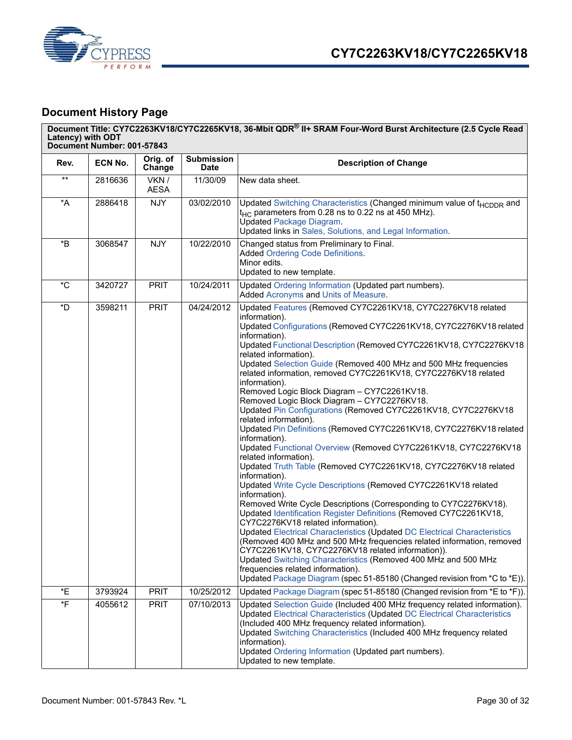## Document History Page

| Document Title: CY7C2263KV18/CY7C2265KV18, 36-Mbit QDR® II+ SRAM Four-Word Burst Architecture (2.5 Cycle Read Latency) with ODT<br>Document Number: 001-57843 | | | | |
|---|---|---|---|---|
| **Rev.** | **ECN No.** | **Orig. of Change** | **Submission Date** | **Description of Change** |
| ** | 2816636 | VKN / AESA | 11/30/09 | New data sheet. |
| *A | 2886418 | NJY | 03/02/2010 | Updated Switching Characteristics (Changed minimum value of $t_{HCDDR}$ and $t_{HC}$ parameters from 0.28 ns to 0.22 ns at 450 MHz).<br>Updated Package Diagram.<br>Updated links in Sales, Solutions, and Legal Information. |
| *B | 3068547 | NJY | 10/22/2010 | Changed status from Preliminary to Final.<br>Added Ordering Code Definitions.<br>Minor edits.<br>Updated to new template. |
| *C | 3420727 | PRIT | 10/24/2011 | Updated Ordering Information (Updated part numbers).<br>Added Acronyms and Units of Measure. |
| *D | 3598211 | PRIT | 04/24/2012 | Updated Features (Removed CY7C2261KV18, CY7C2276KV18 related information).<br>Updated Configurations (Removed CY7C2261KV18, CY7C2276KV18 related information).<br>Updated Functional Description (Removed CY7C2261KV18, CY7C2276KV18 related information).<br>Updated Selection Guide (Removed 400 MHz and 500 MHz frequencies related information, removed CY7C2261KV18, CY7C2276KV18 related information).<br>Removed Logic Block Diagram – CY7C2261KV18.<br>Removed Logic Block Diagram – CY7C2276KV18.<br>Updated Pin Configurations (Removed CY7C2261KV18, CY7C2276KV18 related information).<br>Updated Pin Definitions (Removed CY7C2261KV18, CY7C2276KV18 related information).<br>Updated Functional Overview (Removed CY7C2261KV18, CY7C2276KV18 related information).<br>Updated Truth Table (Removed CY7C2261KV18, CY7C2276KV18 related information).<br>Updated Write Cycle Descriptions (Removed CY7C2261KV18 related information).<br>Removed Write Cycle Descriptions (Corresponding to CY7C2276KV18).<br>Updated Identification Register Definitions (Removed CY7C2261KV18, CY7C2276KV18 related information).<br>Updated Electrical Characteristics (Updated DC Electrical Characteristics (Removed 400 MHz and 500 MHz frequencies related information, removed CY7C2261KV18, CY7C2276KV18 related information)).<br>Updated Switching Characteristics (Removed 400 MHz and 500 MHz frequencies related information).<br>Updated Package Diagram (spec 51-85180 (Changed revision from *C to *E)). |
| *E | 3793924 | PRIT | 10/25/2012 | Updated Package Diagram (spec 51-85180 (Changed revision from *E to *F)). |
| *F | 4055612 | PRIT | 07/10/2013 | Updated Selection Guide (Included 400 MHz frequency related information).<br>Updated Electrical Characteristics (Updated DC Electrical Characteristics (Included 400 MHz frequency related information).<br>Updated Switching Characteristics (Included 400 MHz frequency related information).<br>Updated Ordering Information (Updated part numbers).<br>Updated to new template. |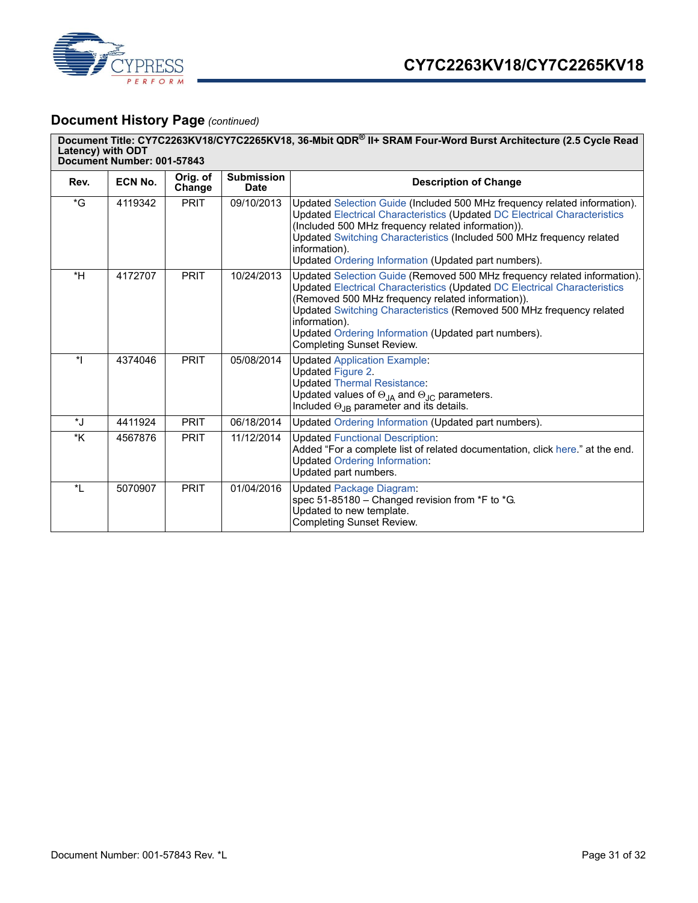## Document History Page *(continued)*

**Document Title: CY7C2263KV18/CY7C2265KV18, 36-Mbit QDR® II+ SRAM Four-Word Burst Architecture (2.5 Cycle Read Latency) with ODT**
**Document Number: 001-57843**

| Rev. | ECN No. | Orig. of Change | Submission Date | Description of Change |
|---|---|---|---|---|
| *G | 4119342 | PRIT | 09/10/2013 | Updated Selection Guide (Included 500 MHz frequency related information).<br>Updated Electrical Characteristics (Updated DC Electrical Characteristics (Included 500 MHz frequency related information)).<br>Updated Switching Characteristics (Included 500 MHz frequency related information).<br>Updated Ordering Information (Updated part numbers). |
| *H | 4172707 | PRIT | 10/24/2013 | Updated Selection Guide (Removed 500 MHz frequency related information).<br>Updated Electrical Characteristics (Updated DC Electrical Characteristics (Removed 500 MHz frequency related information)).<br>Updated Switching Characteristics (Removed 500 MHz frequency related information).<br>Updated Ordering Information (Updated part numbers).<br>Completing Sunset Review. |
| *I | 4374046 | PRIT | 05/08/2014 | Updated Application Example:<br>Updated Figure 2.<br>Updated Thermal Resistance:<br>Updated values of $\Theta_{JA}$ and $\Theta_{JC}$ parameters.<br>Included $\Theta_{JB}$ parameter and its details. |
| *J | 4411924 | PRIT | 06/18/2014 | Updated Ordering Information (Updated part numbers). |
| *K | 4567876 | PRIT | 11/12/2014 | Updated Functional Description:<br>Added "For a complete list of related documentation, click here." at the end.<br>Updated Ordering Information:<br>Updated part numbers. |
| *L | 5070907 | PRIT | 01/04/2016 | Updated Package Diagram:<br>spec 51-85180 – Changed revision from *F to *G.<br>Updated to new template.<br>Completing Sunset Review. |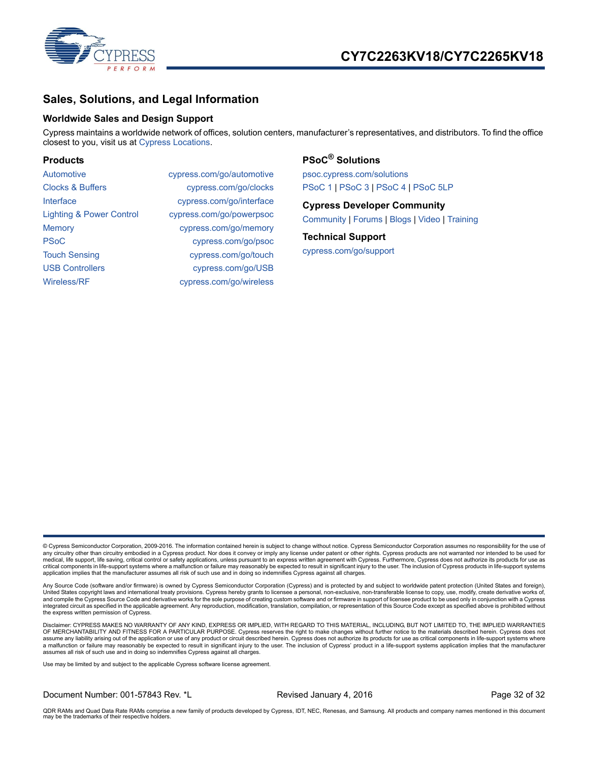## Sales, Solutions, and Legal Information

### Worldwide Sales and Design Support

Cypress maintains a worldwide network of offices, solution centers, manufacturer's representatives, and distributors. To find the office closest to you, visit us at Cypress Locations.

### Products

| | |
|---|---|
| Automotive | cypress.com/go/automotive |
| Clocks & Buffers | cypress.com/go/clocks |
| Interface | cypress.com/go/interface |
| Lighting & Power Control | cypress.com/go/powerpsoc |
| Memory | cypress.com/go/memory |
| PSoC | cypress.com/go/psoc |
| Touch Sensing | cypress.com/go/touch |
| USB Controllers | cypress.com/go/USB |
| Wireless/RF | cypress.com/go/wireless |

### PSoC® Solutions

psoc.cypress.com/solutions

PSoC 1 | PSoC 3 | PSoC 4 | PSoC 5LP

### Cypress Developer Community

Community | Forums | Blogs | Video | Training

### Technical Support

cypress.com/go/support

© Cypress Semiconductor Corporation, 2009-2016. The information contained herein is subject to change without notice. Cypress Semiconductor Corporation assumes no responsibility for the use of any circuitry other than circuitry embodied in a Cypress product. Nor does it convey or imply any license under patent or other rights. Cypress products are not warranted nor intended to be used for medical, life support, life saving, critical control or safety applications, unless pursuant to an express written agreement with Cypress. Furthermore, Cypress does not authorize its products for use as critical components in life-support systems where a malfunction or failure may reasonably be expected to result in significant injury to the user. The inclusion of Cypress products in life-support systems application implies that the manufacturer assumes all risk of such use and in doing so indemnifies Cypress against all charges.

Any Source Code (software and/or firmware) is owned by Cypress Semiconductor Corporation (Cypress) and is protected by and subject to worldwide patent protection (United States and foreign), United States copyright laws and international treaty provisions. Cypress hereby grants to licensee a personal, non-exclusive, non-transferable license to copy, use, modify, create derivative works of, and compile the Cypress Source Code and derivative works for the sole purpose of creating custom software and or firmware in support of licensee product to be used only in conjunction with a Cypress integrated circuit as specified in the applicable agreement. Any reproduction, modification, translation, compilation, or representation of this Source Code except as specified above is prohibited without the express written permission of Cypress.

Disclaimer: CYPRESS MAKES NO WARRANTY OF ANY KIND, EXPRESS OR IMPLIED, WITH REGARD TO THIS MATERIAL, INCLUDING, BUT NOT LIMITED TO, THE IMPLIED WARRANTIES OF MERCHANTABILITY AND FITNESS FOR A PARTICULAR PURPOSE. Cypress reserves the right to make changes without further notice to the materials described herein. Cypress does not assume any liability arising out of the application or use of any product or circuit described herein. Cypress does not authorize its products for use as critical components in life-support systems where a malfunction or failure may reasonably be expected to result in significant injury to the user. The inclusion of Cypress' product in a life-support systems application implies that the manufacturer assumes all risk of such use and in doing so indemnifies Cypress against all charges.

Use may be limited by and subject to the applicable Cypress software license agreement.

Document Number: 001-57843 Rev. *L    Revised January 4, 2016

QDR RAMs and Quad Data Rate RAMs comprise a new family of products developed by Cypress, IDT, NEC, Renesas, and Samsung. All products and company names mentioned in this document may be the trademarks of their respective holders.